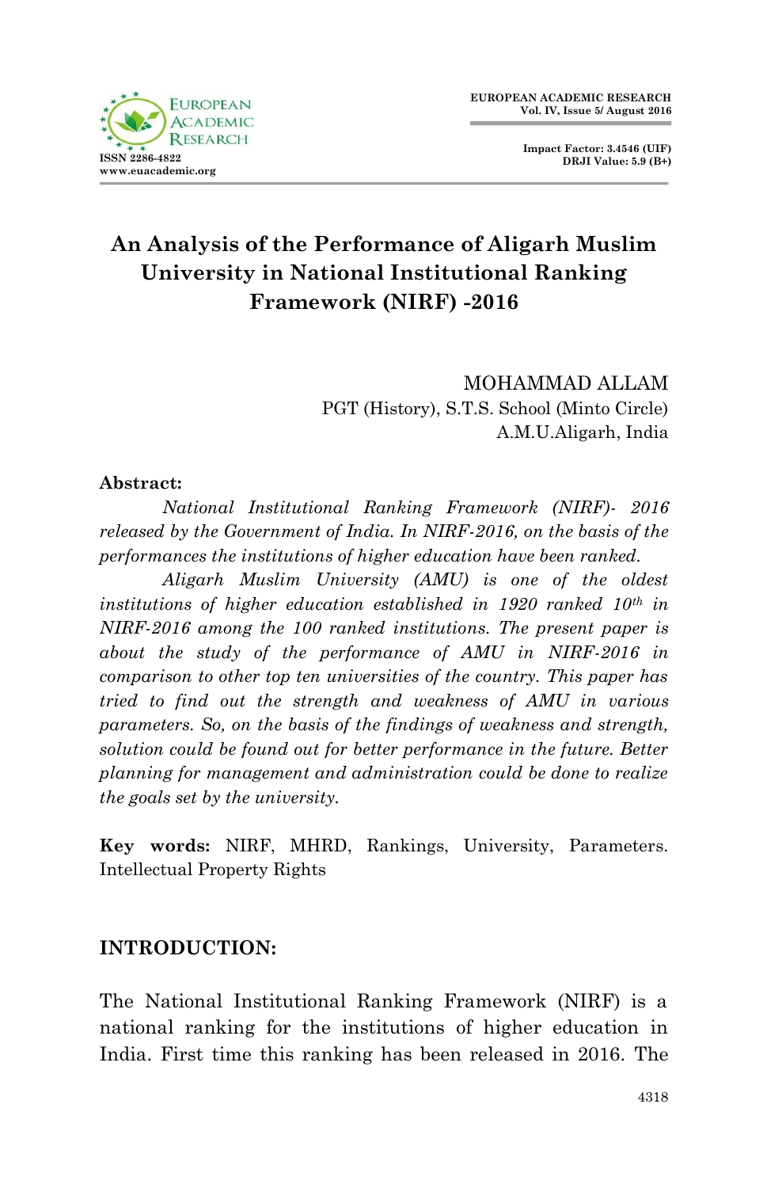# An Analysis of the Performance of Aligarh Muslim University in National Institutional Ranking Framework (NIRF) -2016

MOHAMMAD ALLAM
PGT (History), S.T.S. School (Minto Circle)
A.M.U.Aligarh, India

**Abstract:**

*National Institutional Ranking Framework (NIRF)- 2016 released by the Government of India. In NIRF-2016, on the basis of the performances the institutions of higher education have been ranked.*

*Aligarh Muslim University (AMU) is one of the oldest institutions of higher education established in 1920 ranked 10th in NIRF-2016 among the 100 ranked institutions. The present paper is about the study of the performance of AMU in NIRF-2016 in comparison to other top ten universities of the country. This paper has tried to find out the strength and weakness of AMU in various parameters. So, on the basis of the findings of weakness and strength, solution could be found out for better performance in the future. Better planning for management and administration could be done to realize the goals set by the university.*

**Key words:** NIRF, MHRD, Rankings, University, Parameters. Intellectual Property Rights

## INTRODUCTION:

The National Institutional Ranking Framework (NIRF) is a national ranking for the institutions of higher education in India. First time this ranking has been released in 2016. The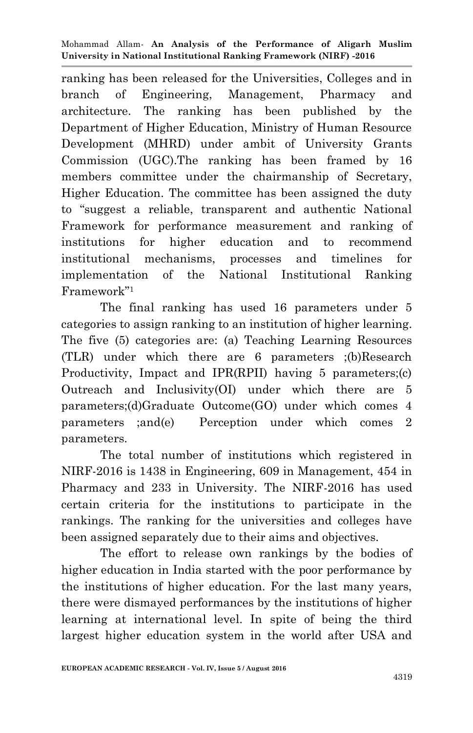ranking has been released for the Universities, Colleges and in branch of Engineering, Management, Pharmacy and architecture. The ranking has been published by the Department of Higher Education, Ministry of Human Resource Development (MHRD) under ambit of University Grants Commission (UGC).The ranking has been framed by 16 members committee under the chairmanship of Secretary, Higher Education. The committee has been assigned the duty to "suggest a reliable, transparent and authentic National Framework for performance measurement and ranking of institutions for higher education and to recommend institutional mechanisms, processes and timelines for implementation of the National Institutional Ranking Framework"[1]

The final ranking has used 16 parameters under 5 categories to assign ranking to an institution of higher learning. The five (5) categories are: (a) Teaching Learning Resources (TLR) under which there are 6 parameters ;(b)Research Productivity, Impact and IPR(RPII) having 5 parameters;(c) Outreach and Inclusivity(OI) under which there are 5 parameters;(d)Graduate Outcome(GO) under which comes 4 parameters ;and(e) Perception under which comes 2 parameters.

The total number of institutions which registered in NIRF-2016 is 1438 in Engineering, 609 in Management, 454 in Pharmacy and 233 in University. The NIRF-2016 has used certain criteria for the institutions to participate in the rankings. The ranking for the universities and colleges have been assigned separately due to their aims and objectives.

The effort to release own rankings by the bodies of higher education in India started with the poor performance by the institutions of higher education. For the last many years, there were dismayed performances by the institutions of higher learning at international level. In spite of being the third largest higher education system in the world after USA and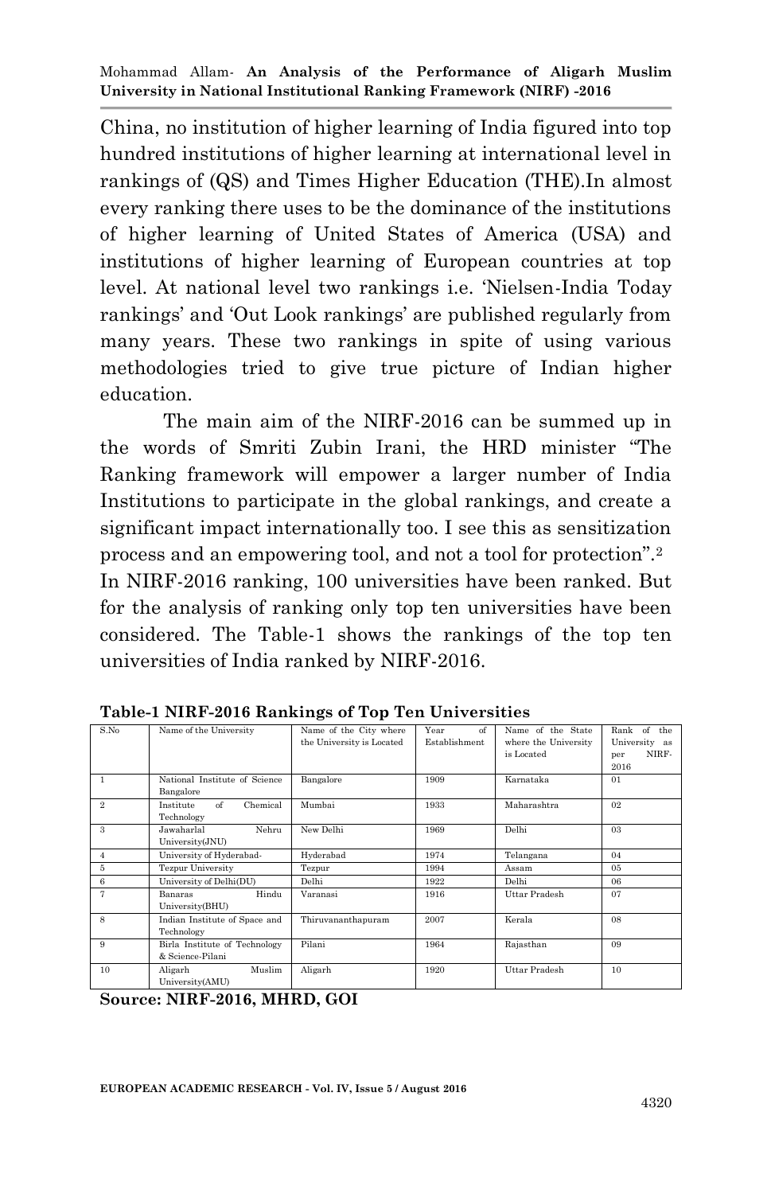China, no institution of higher learning of India figured into top hundred institutions of higher learning at international level in rankings of (QS) and Times Higher Education (THE).In almost every ranking there uses to be the dominance of the institutions of higher learning of United States of America (USA) and institutions of higher learning of European countries at top level. At national level two rankings i.e. 'Nielsen-India Today rankings' and 'Out Look rankings' are published regularly from many years. These two rankings in spite of using various methodologies tried to give true picture of Indian higher education.

The main aim of the NIRF-2016 can be summed up in the words of Smriti Zubin Irani, the HRD minister "The Ranking framework will empower a larger number of India Institutions to participate in the global rankings, and create a significant impact internationally too. I see this as sensitization process and an empowering tool, and not a tool for protection".[2] In NIRF-2016 ranking, 100 universities have been ranked. But for the analysis of ranking only top ten universities have been considered. The Table-1 shows the rankings of the top ten universities of India ranked by NIRF-2016.

**Table-1 NIRF-2016 Rankings of Top Ten Universities**

| S.No | Name of the University | Name of the City where the University is Located | Year of Establishment | Name of the State where the University is Located | Rank of the University as per NIRF-2016 |
|---|---|---|---|---|---|
| 1 | National Institute of Science Bangalore | Bangalore | 1909 | Karnataka | 01 |
| 2 | Institute of Chemical Technology | Mumbai | 1933 | Maharashtra | 02 |
| 3 | Jawaharlal Nehru University(JNU) | New Delhi | 1969 | Delhi | 03 |
| 4 | University of Hyderabad- | Hyderabad | 1974 | Telangana | 04 |
| 5 | Tezpur University | Tezpur | 1994 | Assam | 05 |
| 6 | University of Delhi(DU) | Delhi | 1922 | Delhi | 06 |
| 7 | Banaras Hindu University(BHU) | Varanasi | 1916 | Uttar Pradesh | 07 |
| 8 | Indian Institute of Space and Technology | Thiruvananthapuram | 2007 | Kerala | 08 |
| 9 | Birla Institute of Technology & Science-Pilani | Pilani | 1964 | Rajasthan | 09 |
| 10 | Aligarh Muslim University(AMU) | Aligarh | 1920 | Uttar Pradesh | 10 |

**Source: NIRF-2016, MHRD, GOI**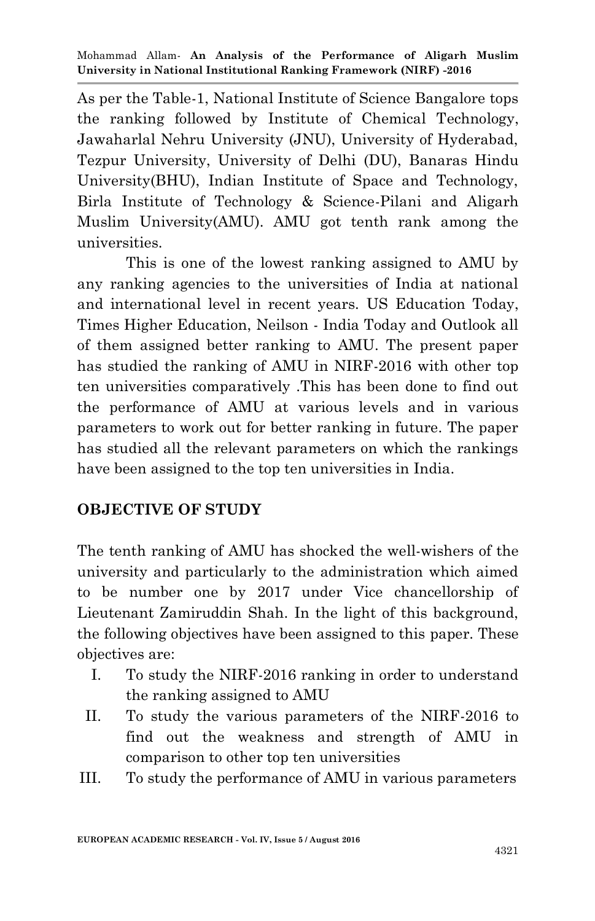As per the Table-1, National Institute of Science Bangalore tops the ranking followed by Institute of Chemical Technology, Jawaharlal Nehru University (JNU), University of Hyderabad, Tezpur University, University of Delhi (DU), Banaras Hindu University(BHU), Indian Institute of Space and Technology, Birla Institute of Technology & Science-Pilani and Aligarh Muslim University(AMU). AMU got tenth rank among the universities.

This is one of the lowest ranking assigned to AMU by any ranking agencies to the universities of India at national and international level in recent years. US Education Today, Times Higher Education, Neilson - India Today and Outlook all of them assigned better ranking to AMU. The present paper has studied the ranking of AMU in NIRF-2016 with other top ten universities comparatively .This has been done to find out the performance of AMU at various levels and in various parameters to work out for better ranking in future. The paper has studied all the relevant parameters on which the rankings have been assigned to the top ten universities in India.

## OBJECTIVE OF STUDY

The tenth ranking of AMU has shocked the well-wishers of the university and particularly to the administration which aimed to be number one by 2017 under Vice chancellorship of Lieutenant Zamiruddin Shah. In the light of this background, the following objectives have been assigned to this paper. These objectives are:

I. To study the NIRF-2016 ranking in order to understand the ranking assigned to AMU
II. To study the various parameters of the NIRF-2016 to find out the weakness and strength of AMU in comparison to other top ten universities
III. To study the performance of AMU in various parameters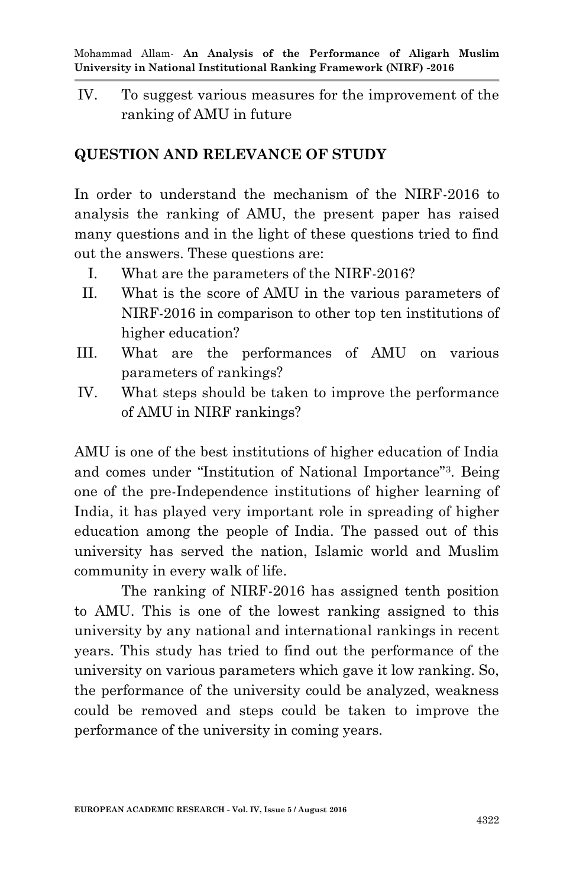IV. To suggest various measures for the improvement of the ranking of AMU in future

## QUESTION AND RELEVANCE OF STUDY

In order to understand the mechanism of the NIRF-2016 to analysis the ranking of AMU, the present paper has raised many questions and in the light of these questions tried to find out the answers. These questions are:

I. What are the parameters of the NIRF-2016?
II. What is the score of AMU in the various parameters of NIRF-2016 in comparison to other top ten institutions of higher education?
III. What are the performances of AMU on various parameters of rankings?
IV. What steps should be taken to improve the performance of AMU in NIRF rankings?

AMU is one of the best institutions of higher education of India and comes under "Institution of National Importance"[3]. Being one of the pre-Independence institutions of higher learning of India, it has played very important role in spreading of higher education among the people of India. The passed out of this university has served the nation, Islamic world and Muslim community in every walk of life.

The ranking of NIRF-2016 has assigned tenth position to AMU. This is one of the lowest ranking assigned to this university by any national and international rankings in recent years. This study has tried to find out the performance of the university on various parameters which gave it low ranking. So, the performance of the university could be analyzed, weakness could be removed and steps could be taken to improve the performance of the university in coming years.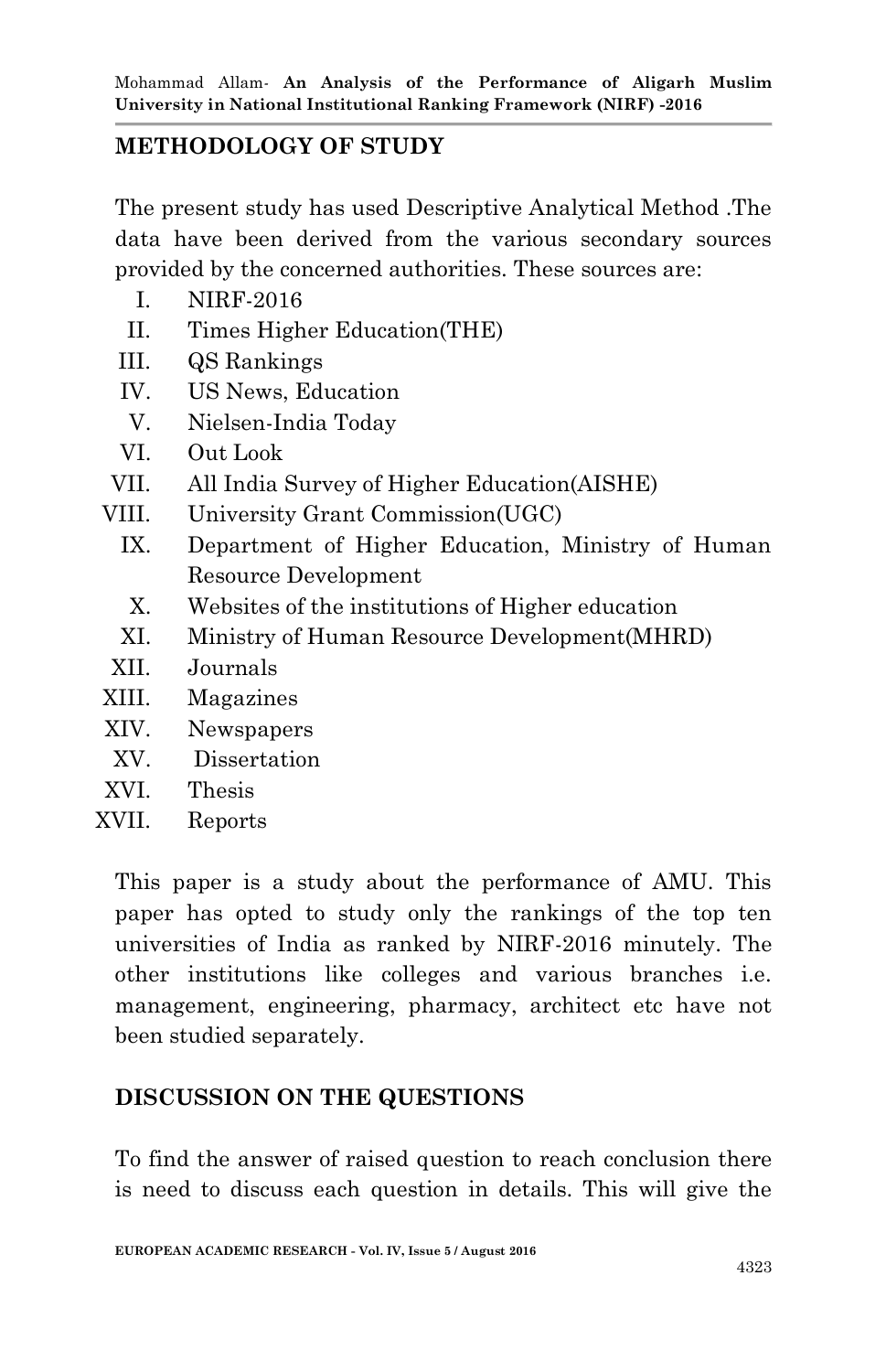## METHODOLOGY OF STUDY

The present study has used Descriptive Analytical Method .The data have been derived from the various secondary sources provided by the concerned authorities. These sources are:

I. NIRF-2016
II. Times Higher Education(THE)
III. QS Rankings
IV. US News, Education
V. Nielsen-India Today
VI. Out Look
VII. All India Survey of Higher Education(AISHE)
VIII. University Grant Commission(UGC)
IX. Department of Higher Education, Ministry of Human Resource Development
X. Websites of the institutions of Higher education
XI. Ministry of Human Resource Development(MHRD)
XII. Journals
XIII. Magazines
XIV. Newspapers
XV. Dissertation
XVI. Thesis
XVII. Reports

This paper is a study about the performance of AMU. This paper has opted to study only the rankings of the top ten universities of India as ranked by NIRF-2016 minutely. The other institutions like colleges and various branches i.e. management, engineering, pharmacy, architect etc have not been studied separately.

## DISCUSSION ON THE QUESTIONS

To find the answer of raised question to reach conclusion there is need to discuss each question in details. This will give the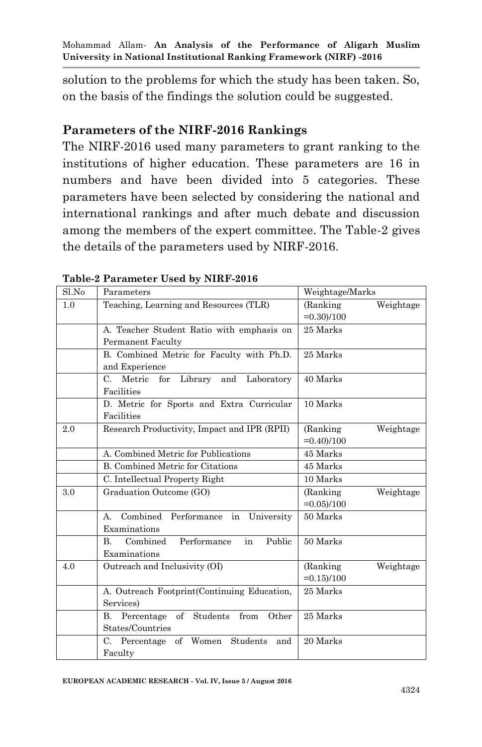solution to the problems for which the study has been taken. So, on the basis of the findings the solution could be suggested.

## Parameters of the NIRF-2016 Rankings

The NIRF-2016 used many parameters to grant ranking to the institutions of higher education. These parameters are 16 in numbers and have been divided into 5 categories. These parameters have been selected by considering the national and international rankings and after much debate and discussion among the members of the expert committee. The Table-2 gives the details of the parameters used by NIRF-2016.

**Table-2 Parameter Used by NIRF-2016**

| Sl.No | Parameters | Weightage/Marks |
|---|---|---|
| 1.0 | Teaching, Learning and Resources (TLR) | (Ranking Weightage =0.30)/100 |
| | A. Teacher Student Ratio with emphasis on Permanent Faculty | 25 Marks |
| | B. Combined Metric for Faculty with Ph.D. and Experience | 25 Marks |
| | C. Metric for Library and Laboratory Facilities | 40 Marks |
| | D. Metric for Sports and Extra Curricular Facilities | 10 Marks |
| 2.0 | Research Productivity, Impact and IPR (RPII) | (Ranking Weightage =0.40)/100 |
| | A. Combined Metric for Publications | 45 Marks |
| | B. Combined Metric for Citations | 45 Marks |
| | C. Intellectual Property Right | 10 Marks |
| 3.0 | Graduation Outcome (GO) | (Ranking Weightage =0.05)/100 |
| | A. Combined Performance in University Examinations | 50 Marks |
| | B. Combined Performance in Public Examinations | 50 Marks |
| 4.0 | Outreach and Inclusivity (OI) | (Ranking Weightage =0.15)/100 |
| | A. Outreach Footprint(Continuing Education, Services) | 25 Marks |
| | B. Percentage of Students from Other States/Countries | 25 Marks |
| | C. Percentage of Women Students and Faculty | 20 Marks |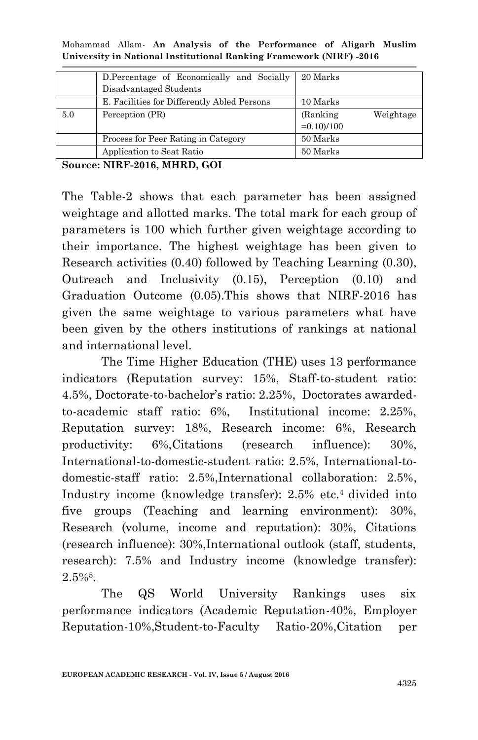| | | |
|---|---|---|
| | D.Percentage of Economically and Socially Disadvantaged Students | 20 Marks |
| | E. Facilities for Differently Abled Persons | 10 Marks |
| 5.0 | Perception (PR) | (Ranking Weightage =0.10)/100 |
| | Process for Peer Rating in Category | 50 Marks |
| | Application to Seat Ratio | 50 Marks |

**Source: NIRF-2016, MHRD, GOI**

The Table-2 shows that each parameter has been assigned weightage and allotted marks. The total mark for each group of parameters is 100 which further given weightage according to their importance. The highest weightage has been given to Research activities (0.40) followed by Teaching Learning (0.30), Outreach and Inclusivity (0.15), Perception (0.10) and Graduation Outcome (0.05).This shows that NIRF-2016 has given the same weightage to various parameters what have been given by the others institutions of rankings at national and international level.

The Time Higher Education (THE) uses 13 performance indicators (Reputation survey: 15%, Staff-to-student ratio: 4.5%, Doctorate-to-bachelor's ratio: 2.25%, Doctorates awarded-to-academic staff ratio: 6%, Institutional income: 2.25%, Reputation survey: 18%, Research income: 6%, Research productivity: 6%,Citations (research influence): 30%, International-to-domestic-student ratio: 2.5%, International-to-domestic-staff ratio: 2.5%,International collaboration: 2.5%, Industry income (knowledge transfer): 2.5% etc.[4] divided into five groups (Teaching and learning environment): 30%, Research (volume, income and reputation): 30%, Citations (research influence): 30%,International outlook (staff, students, research): 7.5% and Industry income (knowledge transfer): 2.5%[5].

The QS World University Rankings uses six performance indicators (Academic Reputation-40%, Employer Reputation-10%,Student-to-Faculty Ratio-20%,Citation per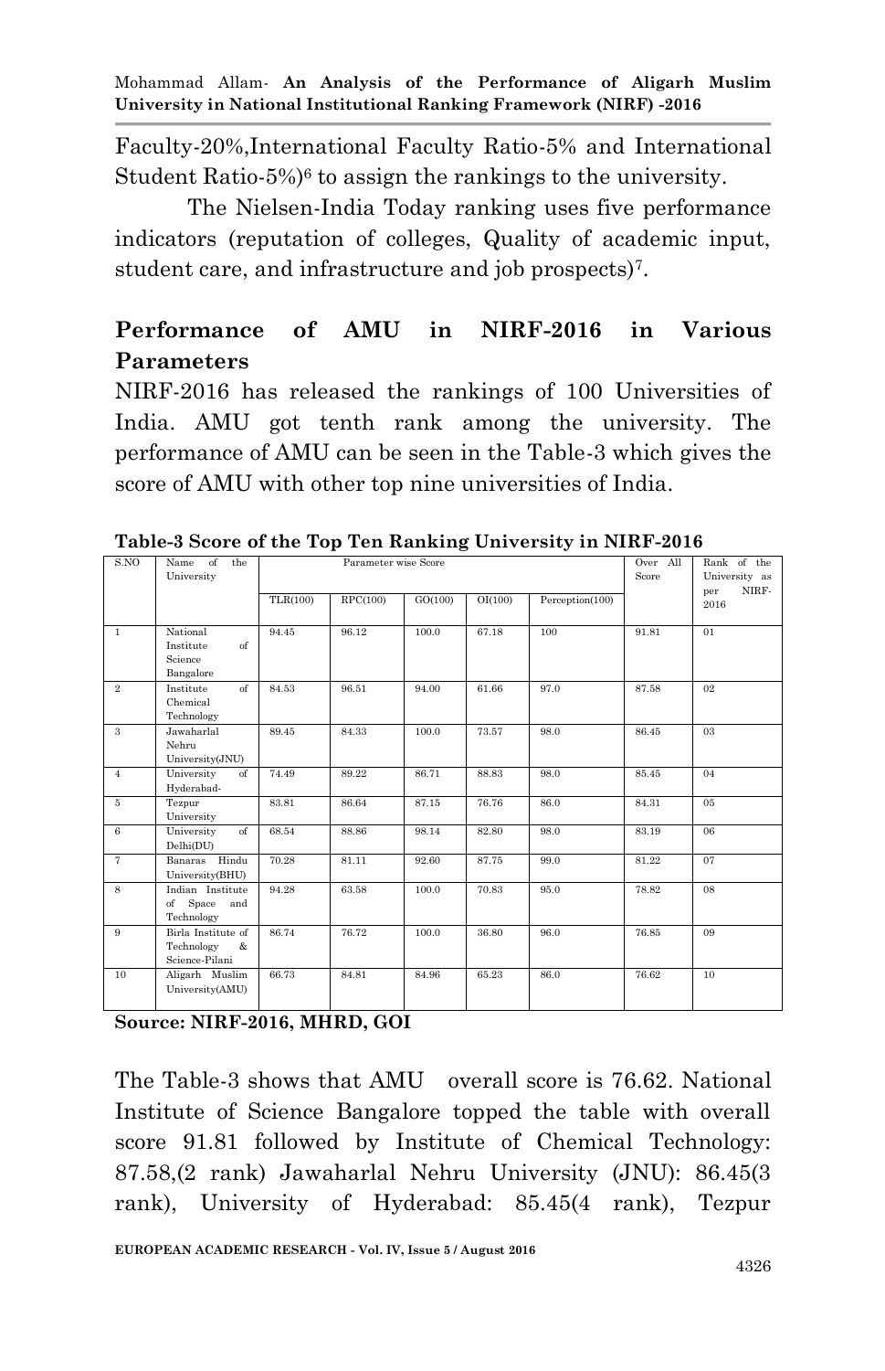Faculty-20%,International Faculty Ratio-5% and International Student Ratio-5%)[6] to assign the rankings to the university.

The Nielsen-India Today ranking uses five performance indicators (reputation of colleges, Quality of academic input, student care, and infrastructure and job prospects)[7].

## Performance of AMU in NIRF-2016 in Various Parameters

NIRF-2016 has released the rankings of 100 Universities of India. AMU got tenth rank among the university. The performance of AMU can be seen in the Table-3 which gives the score of AMU with other top nine universities of India.

**Table-3 Score of the Top Ten Ranking University in NIRF-2016**

| S.NO | Name of the University | Parameter wise Score | | | | | Over All Score | Rank of the University as per NIRF-2016 |
|---|---|---|---|---|---|---|---|---|
| | | TLR(100) | RPC(100) | GO(100) | OI(100) | Perception(100) | | |
| 1 | National Institute of Science Bangalore | 94.45 | 96.12 | 100.0 | 67.18 | 100 | 91.81 | 01 |
| 2 | Institute of Chemical Technology | 84.53 | 96.51 | 94.00 | 61.66 | 97.0 | 87.58 | 02 |
| 3 | Jawaharlal Nehru University(JNU) | 89.45 | 84.33 | 100.0 | 73.57 | 98.0 | 86.45 | 03 |
| 4 | University of Hyderabad- | 74.49 | 89.22 | 86.71 | 88.83 | 98.0 | 85.45 | 04 |
| 5 | Tezpur University | 83.81 | 86.64 | 87.15 | 76.76 | 86.0 | 84.31 | 05 |
| 6 | University of Delhi(DU) | 68.54 | 88.86 | 98.14 | 82.80 | 98.0 | 83.19 | 06 |
| 7 | Banaras Hindu University(BHU) | 70.28 | 81.11 | 92.60 | 87.75 | 99.0 | 81.22 | 07 |
| 8 | Indian Institute of Space and Technology | 94.28 | 63.58 | 100.0 | 70.83 | 95.0 | 78.82 | 08 |
| 9 | Birla Institute of Technology & Science-Pilani | 86.74 | 76.72 | 100.0 | 36.80 | 96.0 | 76.85 | 09 |
| 10 | Aligarh Muslim University(AMU) | 66.73 | 84.81 | 84.96 | 65.23 | 86.0 | 76.62 | 10 |

**Source: NIRF-2016, MHRD, GOI**

The Table-3 shows that AMU overall score is 76.62. National Institute of Science Bangalore topped the table with overall score 91.81 followed by Institute of Chemical Technology: 87.58,(2 rank) Jawaharlal Nehru University (JNU): 86.45(3 rank), University of Hyderabad: 85.45(4 rank), Tezpur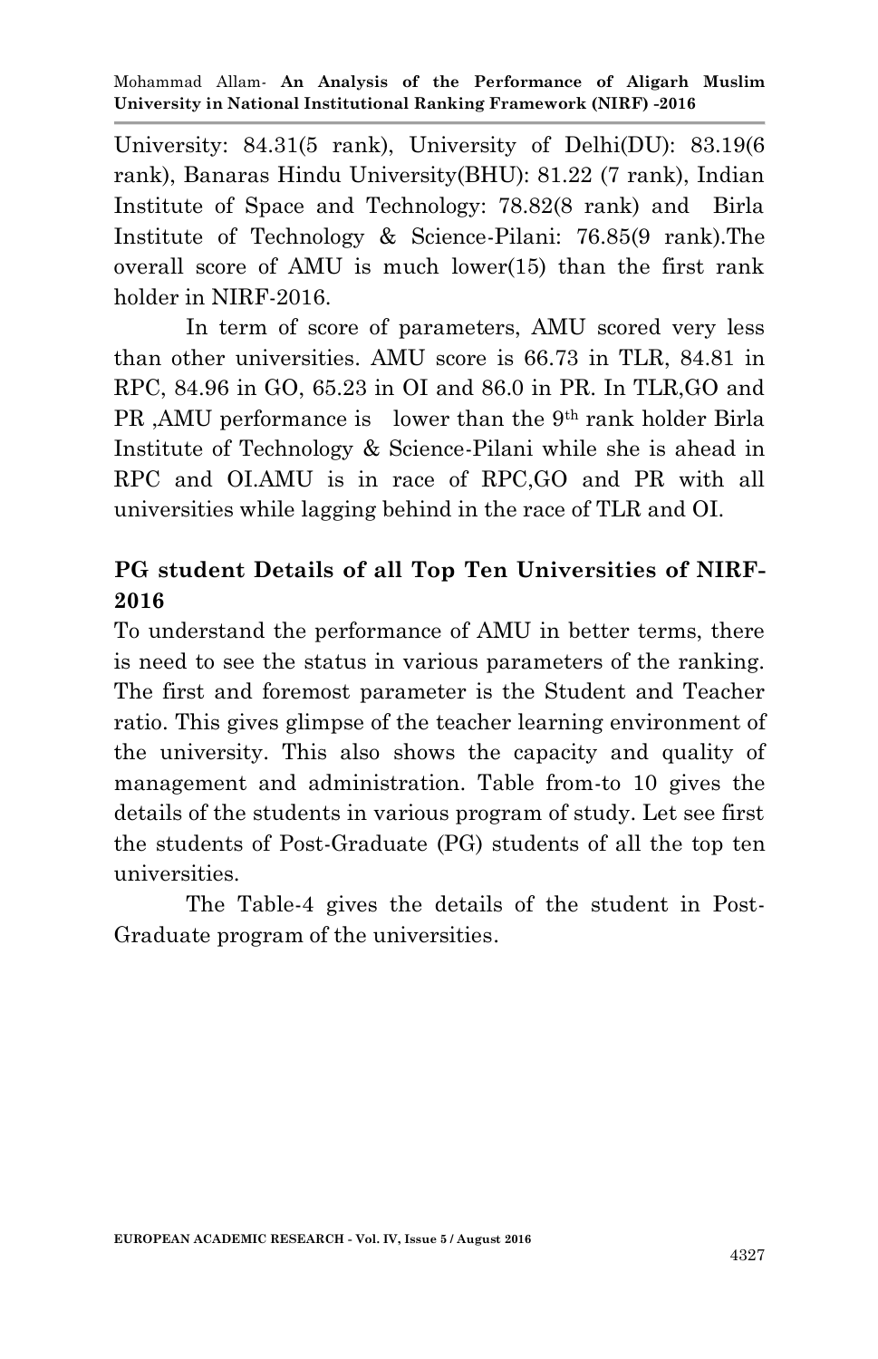University: 84.31(5 rank), University of Delhi(DU): 83.19(6 rank), Banaras Hindu University(BHU): 81.22 (7 rank), Indian Institute of Space and Technology: 78.82(8 rank) and Birla Institute of Technology & Science-Pilani: 76.85(9 rank).The overall score of AMU is much lower(15) than the first rank holder in NIRF-2016.

In term of score of parameters, AMU scored very less than other universities. AMU score is 66.73 in TLR, 84.81 in RPC, 84.96 in GO, 65.23 in OI and 86.0 in PR. In TLR,GO and PR ,AMU performance is lower than the 9th rank holder Birla Institute of Technology & Science-Pilani while she is ahead in RPC and OI.AMU is in race of RPC,GO and PR with all universities while lagging behind in the race of TLR and OI.

## PG student Details of all Top Ten Universities of NIRF-2016

To understand the performance of AMU in better terms, there is need to see the status in various parameters of the ranking. The first and foremost parameter is the Student and Teacher ratio. This gives glimpse of the teacher learning environment of the university. This also shows the capacity and quality of management and administration. Table from-to 10 gives the details of the students in various program of study. Let see first the students of Post-Graduate (PG) students of all the top ten universities.

The Table-4 gives the details of the student in Post-Graduate program of the universities.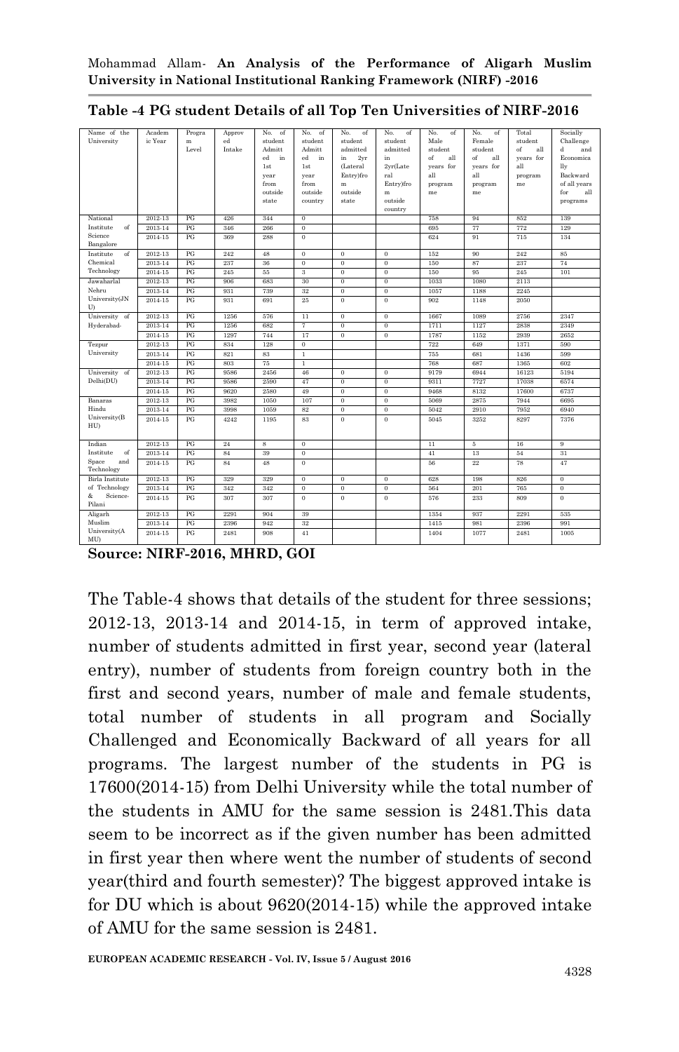**Table -4 PG student Details of all Top Ten Universities of NIRF-2016**

| Name of the University | Academic Year | Program Level | Approved Intake | No. of student Admitted in 1st year from outside state | No. of student Admitted in 1st year from outside country | No. of student admitted in 2yr (Lateral Entry)from outside state | No. of student admitted in 2yr(Lateral Entry)from outside country | No. of Male student of all years for all programme | No. of Female student of all years for all programme | Total student of all years for all programme | Socially Challenged and Economically Backward of all years for all programs |
|---|---|---|---|---|---|---|---|---|---|---|---|
| National Institute of Science Bangalore | 2012-13 | PG | 426 | 344 | 0 | | | 758 | 94 | 852 | 139 |
| | 2013-14 | PG | 346 | 266 | 0 | | | 695 | 77 | 772 | 129 |
| | 2014-15 | PG | 369 | 288 | 0 | | | 624 | 91 | 715 | 134 |
| Institute of Chemical Technology | 2012-13 | PG | 242 | 48 | 0 | 0 | 0 | 152 | 90 | 242 | 85 |
| | 2013-14 | PG | 237 | 36 | 0 | 0 | 0 | 150 | 87 | 237 | 74 |
| | 2014-15 | PG | 245 | 55 | 3 | 0 | 0 | 150 | 95 | 245 | 101 |
| Jawaharlal Nehru University(JNU) | 2012-13 | PG | 906 | 683 | 30 | 0 | 0 | 1033 | 1080 | 2113 | |
| | 2013-14 | PG | 931 | 739 | 32 | 0 | 0 | 1057 | 1188 | 2245 | |
| | 2014-15 | PG | 931 | 691 | 25 | 0 | 0 | 902 | 1148 | 2050 | |
| University of Hyderabad- | 2012-13 | PG | 1256 | 576 | 11 | 0 | 0 | 1667 | 1089 | 2756 | 2347 |
| | 2013-14 | PG | 1256 | 682 | 7 | 0 | 0 | 1711 | 1127 | 2838 | 2349 |
| | 2014-15 | PG | 1297 | 744 | 17 | 0 | 0 | 1787 | 1152 | 2939 | 2652 |
| Tezpur University | 2012-13 | PG | 834 | 128 | 0 | | | 722 | 649 | 1371 | 590 |
| | 2013-14 | PG | 821 | 83 | 1 | | | 755 | 681 | 1436 | 599 |
| | 2014-15 | PG | 803 | 75 | 1 | | | 768 | 687 | 1365 | 602 |
| University of Delhi(DU) | 2012-13 | PG | 9586 | 2456 | 46 | 0 | 0 | 9179 | 6944 | 16123 | 5194 |
| | 2013-14 | PG | 9586 | 2590 | 47 | 0 | 0 | 9311 | 7727 | 17038 | 6574 |
| | 2014-15 | PG | 9620 | 2580 | 49 | 0 | 0 | 9468 | 8132 | 17600 | 6737 |
| Banaras Hindu University(BHU) | 2012-13 | PG | 3982 | 1050 | 107 | 0 | 0 | 5069 | 2875 | 7944 | 6695 |
| | 2013-14 | PG | 3998 | 1059 | 82 | 0 | 0 | 5042 | 2910 | 7952 | 6940 |
| | 2014-15 | PG | 4242 | 1195 | 83 | 0 | 0 | 5045 | 3252 | 8297 | 7376 |
| Indian Institute of Space and Technology | 2012-13 | PG | 24 | 8 | 0 | | | 11 | 5 | 16 | 9 |
| | 2013-14 | PG | 84 | 39 | 0 | | | 41 | 13 | 54 | 31 |
| | 2014-15 | PG | 84 | 48 | 0 | | | 56 | 22 | 78 | 47 |
| Birla Institute of Technology & Science-Pilani | 2012-13 | PG | 329 | 329 | 0 | 0 | 0 | 628 | 198 | 826 | 0 |
| | 2013-14 | PG | 342 | 342 | 0 | 0 | 0 | 564 | 201 | 765 | 0 |
| | 2014-15 | PG | 307 | 307 | 0 | 0 | 0 | 576 | 233 | 809 | 0 |
| Aligarh Muslim University(AMU) | 2012-13 | PG | 2291 | 904 | 39 | | | 1354 | 937 | 2291 | 535 |
| | 2013-14 | PG | 2396 | 942 | 32 | | | 1415 | 981 | 2396 | 991 |
| | 2014-15 | PG | 2481 | 908 | 41 | | | 1404 | 1077 | 2481 | 1005 |

**Source: NIRF-2016, MHRD, GOI**

The Table-4 shows that details of the student for three sessions; 2012-13, 2013-14 and 2014-15, in term of approved intake, number of students admitted in first year, second year (lateral entry), number of students from foreign country both in the first and second years, number of male and female students, total number of students in all program and Socially Challenged and Economically Backward of all years for all programs. The largest number of the students in PG is 17600(2014-15) from Delhi University while the total number of the students in AMU for the same session is 2481.This data seem to be incorrect as if the given number has been admitted in first year then where went the number of students of second year(third and fourth semester)? The biggest approved intake is for DU which is about 9620(2014-15) while the approved intake of AMU for the same session is 2481.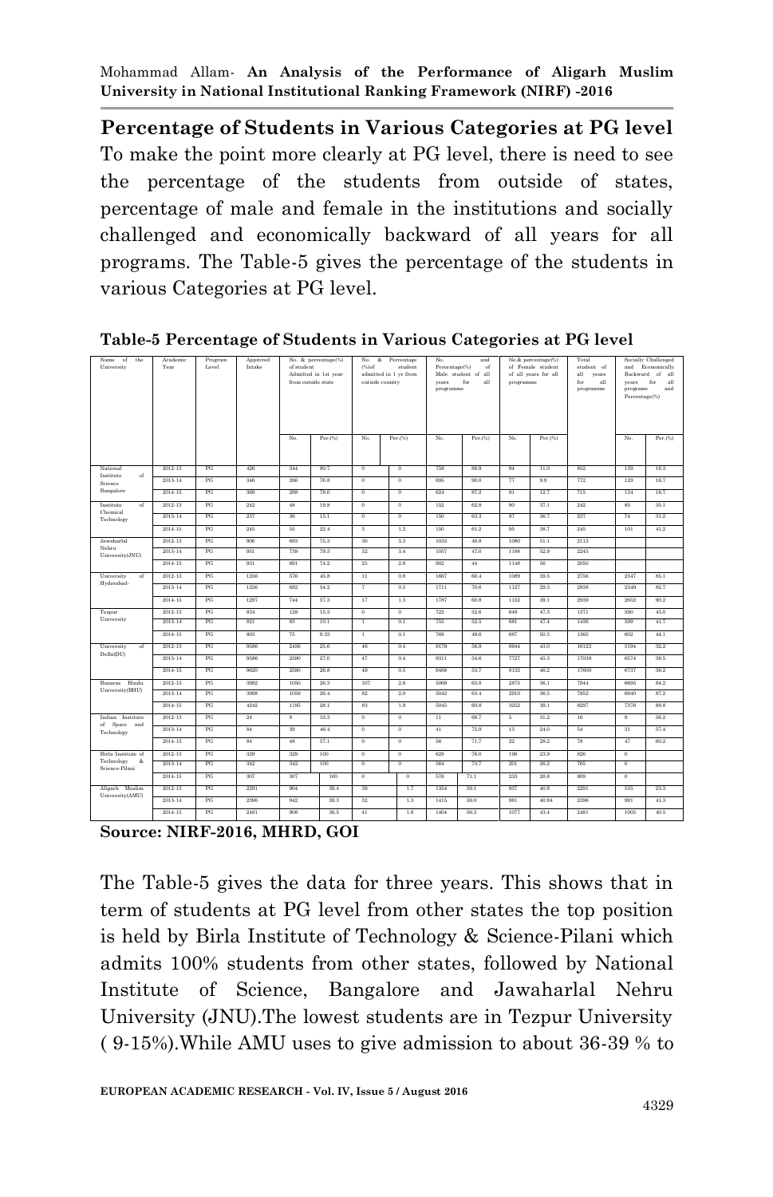**Percentage of Students in Various Categories at PG level**

To make the point more clearly at PG level, there is need to see the percentage of the students from outside of states, percentage of male and female in the institutions and socially challenged and economically backward of all years for all programs. The Table-5 gives the percentage of the students in various Categories at PG level.

**Table-5 Percentage of Students in Various Categories at PG level**

| Name of the University | Academic Year | Program Level | Approved Intake | No. & percentage(%) of student Admitted in 1st year from outside state | | No. & Percentage (%)of student admitted in 1 yr from outside country | | No. and Percentage(%) of Male student of all years for all programme | | No.& percentage(%) of Female student of all years for all programme | | Total student of all years for all programme | Socially Challenged and Economically Backward of all years for all programs and Percentage(%) | |
|---|---|---|---|---|---|---|---|---|---|---|---|---|---|---|
| | | | | No. | Per.(%) | No. | Per.(%) | No. | Per.(%) | No. | Per.(%) | | No. | Per.(%) |
| National Institute of Science Bangalore | 2012-13 | PG | 426 | 344 | 80.7 | 0 | 0 | 758 | 88.9 | 94 | 11.0 | 852 | 139 | 16.3 |
| | 2013-14 | PG | 346 | 266 | 76.8 | 0 | 0 | 695 | 90.0 | 77 | 9.9 | 772 | 129 | 16.7 |
| | 2014-15 | PG | 369 | 288 | 78.0 | 0 | 0 | 624 | 87.2 | 91 | 12.7 | 715 | 134 | 18.7 |
| Institute of Chemical Technology | 2012-13 | PG | 242 | 48 | 19.8 | 0 | 0 | 152 | 62.8 | 90 | 37.1 | 242 | 85 | 35.1 |
| | 2013-14 | PG | 237 | 36 | 15.1 | 0 | 0 | 150 | 63.3 | 87 | 36.7 | 237 | 74 | 31.2 |
| | 2014-15 | PG | 245 | 55 | 22.4 | 3 | 1.2 | 150 | 61.2 | 95 | 38.7 | 245 | 101 | 41.2 |
| Jawaharlal Nehru University(JNU) | 2012-13 | PG | 906 | 683 | 75.3 | 30 | 3.3 | 1033 | 48.8 | 1080 | 51.1 | 2113 | | |
| | 2013-14 | PG | 931 | 739 | 79.3 | 32 | 3.4 | 1057 | 47.0 | 1188 | 52.9 | 2245 | | |
| | 2014-15 | PG | 931 | 691 | 74.2 | 25 | 2.6 | 902 | 44 | 1148 | 56 | 2050 | | |
| University of Hyderabad- | 2012-13 | PG | 1256 | 576 | 45.8 | 11 | 0.8 | 1667 | 60.4 | 1089 | 39.5 | 2756 | 2347 | 85.1 |
| | 2013-14 | PG | 1256 | 682 | 54.2 | 7 | 0.5 | 1711 | 70.6 | 1127 | 29.3 | 2838 | 2349 | 82.7 |
| | 2014-15 | PG | 1297 | 744 | 57.3 | 17 | 1.3 | 1787 | 60.8 | 1152 | 39.1 | 2939 | 2652 | 90.2 |
| Tezpur University | 2012-13 | PG | 834 | 128 | 15.3 | 0 | 0 | 722 | 52.6 | 649 | 47.3 | 1371 | 590 | 43.0 |
| | 2013-14 | PG | 821 | 83 | 10.1 | 1 | 0.1 | 755 | 52.5 | 681 | 47.4 | 1436 | 599 | 41.7 |
| | 2014-15 | PG | 803 | 75 | 9.33 | 1 | 0.1 | 768 | 49.6 | 687 | 50.3 | 1365 | 602 | 44.1 |
| University of Delhi(DU) | 2012-13 | PG | 9586 | 2456 | 25.6 | 46 | 0.4 | 9179 | 56.9 | 6944 | 43.0 | 16123 | 5194 | 32.2 |
| | 2013-14 | PG | 9586 | 2590 | 27.0 | 47 | 0.4 | 9311 | 54.6 | 7727 | 45.3 | 17038 | 6574 | 38.5 |
| | 2014-15 | PG | 9620 | 2580 | 26.8 | 49 | 0.5 | 9468 | 53.7 | 8132 | 46.2 | 17600 | 6737 | 38.2 |
| Banaras Hindu University(BHU) | 2012-13 | PG | 3982 | 1050 | 26.3 | 107 | 2.6 | 5069 | 63.8 | 2875 | 36.1 | 7944 | 6695 | 84.2 |
| | 2013-14 | PG | 3998 | 1059 | 26.4 | 82 | 2.0 | 5042 | 63.4 | 2910 | 36.5 | 7952 | 6940 | 87.2 |
| | 2014-15 | PG | 4242 | 1195 | 28.1 | 83 | 1.9 | 5045 | 60.8 | 3252 | 39.1 | 8297 | 7376 | 88.8 |
| Indian Institute of Space and Technology | 2012-13 | PG | 24 | 8 | 33.3 | 0 | 0 | 11 | 68.7 | 5 | 31.2 | 16 | 9 | 56.2 |
| | 2013-14 | PG | 84 | 39 | 46.4 | 0 | 0 | 41 | 75.9 | 13 | 24.0 | 54 | 31 | 57.4 |
| | 2014-15 | PG | 84 | 48 | 57.1 | 0 | 0 | 56 | 71.7 | 22 | 28.2 | 78 | 47 | 60.2 |
| Birla Institute of Technology & Science-Pilani | 2012-13 | PG | 329 | 329 | 100 | 0 | 0 | 628 | 76.0 | 198 | 23.9 | 826 | 0 | |
| | 2013-14 | PG | 342 | 342 | 100 | 0 | 0 | 564 | 73.7 | 201 | 26.2 | 765 | 0 | |
| | 2014-15 | PG | 307 | 307 | 100 | 0 | 0 | 576 | 71.1 | 233 | 28.8 | 809 | 0 | |
| Aligarh Muslim University(AMU) | 2012-13 | PG | 2291 | 904 | 39.4 | 39 | 1.7 | 1354 | 59.1 | 937 | 40.8 | 2291 | 535 | 23.3 |
| | 2013-14 | PG | 2396 | 942 | 39.3 | 32 | 1.3 | 1415 | 59.0 | 981 | 40.94 | 2396 | 991 | 41.3 |
| | 2014-15 | PG | 2481 | 908 | 36.5 | 41 | 1.6 | 1404 | 56.5 | 1077 | 43.4 | 2481 | 1005 | 40.5 |

**Source: NIRF-2016, MHRD, GOI**

The Table-5 gives the data for three years. This shows that in term of students at PG level from other states the top position is held by Birla Institute of Technology & Science-Pilani which admits 100% students from other states, followed by National Institute of Science, Bangalore and Jawaharlal Nehru University (JNU).The lowest students are in Tezpur University ( 9-15%).While AMU uses to give admission to about 36-39 % to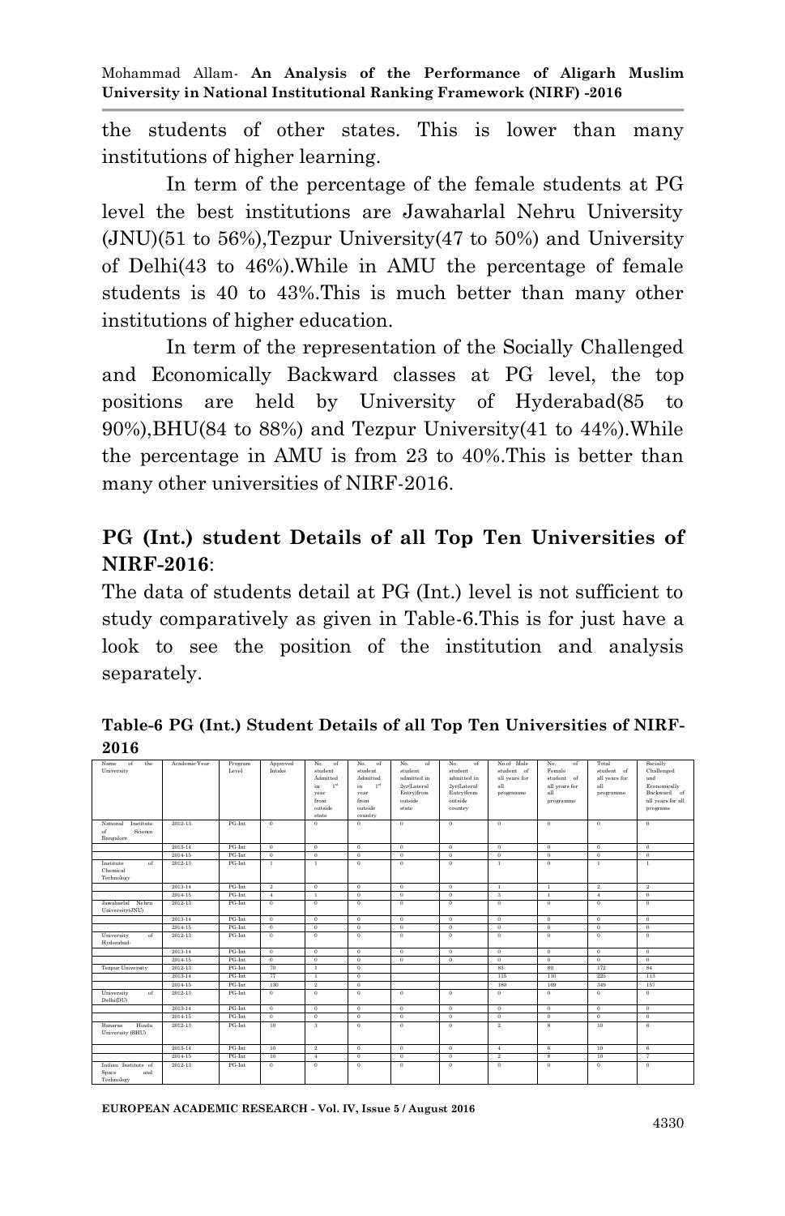the students of other states. This is lower than many institutions of higher learning.

In term of the percentage of the female students at PG level the best institutions are Jawaharlal Nehru University (JNU)(51 to 56%),Tezpur University(47 to 50%) and University of Delhi(43 to 46%).While in AMU the percentage of female students is 40 to 43%.This is much better than many other institutions of higher education.

In term of the representation of the Socially Challenged and Economically Backward classes at PG level, the top positions are held by University of Hyderabad(85 to 90%),BHU(84 to 88%) and Tezpur University(41 to 44%).While the percentage in AMU is from 23 to 40%.This is better than many other universities of NIRF-2016.

## PG (Int.) student Details of all Top Ten Universities of NIRF-2016:

The data of students detail at PG (Int.) level is not sufficient to study comparatively as given in Table-6.This is for just have a look to see the position of the institution and analysis separately.

**Table-6 PG (Int.) Student Details of all Top Ten Universities of NIRF-2016**

| Name of the University | Academic Year | Program Level | Approved Intake | No. of student Admitted in 1st year from outside state | No. of student Admitted in 1st year from outside country | No. of student admitted in 2yr(Lateral Entry)from outside state | No. of student admitted in 2yr(Lateral Entry)from outside country | No.of Male student of all years for all programme | No. of Female student of all years for all programme | Total student of all years for all programme | Socially Challenged and Economically Backward of all years for all programs |
|---|---|---|---|---|---|---|---|---|---|---|---|
| National Institute of Science Bangalore | 2012-13 | PG-Int | 0 | 0 | 0 | 0 | 0 | 0 | 0 | 0 | 0 |
| | 2013-14 | PG-Int | 0 | 0 | 0 | 0 | 0 | 0 | 0 | 0 | 0 |
| | 2014-15 | PG-Int | 0 | 0 | 0 | 0 | 0 | 0 | 0 | 0 | 0 |
| Institute of Chemical Technology | 2012-13 | PG-Int | 1 | 1 | 0 | 0 | 0 | 1 | 0 | 1 | 1 |
| | 2013-14 | PG-Int | 2 | 0 | 0 | 0 | 0 | 1 | 1 | 2 | 2 |
| | 2014-15 | PG-Int | 4 | 1 | 0 | 0 | 0 | 3 | 1 | 4 | 0 |
| Jawaharlal Nehru University(JNU) | 2012-13 | PG-Int | 0 | 0 | 0 | 0 | 0 | 0 | 0 | 0 | 0 |
| | 2013-14 | PG-Int | 0 | 0 | 0 | 0 | 0 | 0 | 0 | 0 | 0 |
| | 2014-15 | PG-Int | 0 | 0 | 0 | 0 | 0 | 0 | 0 | 0 | 0 |
| University of Hyderabad- | 2012-13 | PG-Int | 0 | 0 | 0 | 0 | 0 | 0 | 0 | 0 | 0 |
| | 2013-14 | PG-Int | 0 | 0 | 0 | 0 | 0 | 0 | 0 | 0 | 0 |
| | 2014-15 | PG-Int | 0 | 0 | 0 | 0 | 0 | 0 | 0 | 0 | 0 |
| Tezpur University | 2012-13 | PG-Int | 70 | 1 | 0 | | | 83 | 89 | 172 | 84 |
| | 2013-14 | PG-Int | 77 | 1 | 0 | | | 115 | 110 | 225 | 113 |
| | 2014-15 | PG-Int | 130 | 2 | 0 | | | 180 | 169 | 349 | 157 |
| University of Delhi(DU) | 2012-13 | PG-Int | 0 | 0 | 0 | 0 | 0 | 0 | 0 | 0 | 0 |
| | 2013-14 | PG-Int | 0 | 0 | 0 | 0 | 0 | 0 | 0 | 0 | 0 |
| | 2014-15 | PG-Int | 0 | 0 | 0 | 0 | 0 | 0 | 0 | 0 | 0 |
| Banaras Hindu University (BHU) | 2012-13 | PG-Int | 10 | 3 | 0 | 0 | 0 | 2 | 8 | 10 | 6 |
| | 2013-14 | PG-Int | 10 | 2 | 0 | 0 | 0 | 4 | 6 | 10 | 6 |
| | 2014-15 | PG-Int | 10 | 4 | 0 | 0 | 0 | 2 | 8 | 10 | 7 |
| Indian Institute of Space and Technology | 2012-13 | PG-Int | 0 | 0 | 0 | 0 | 0 | 0 | 0 | 0 | 0 |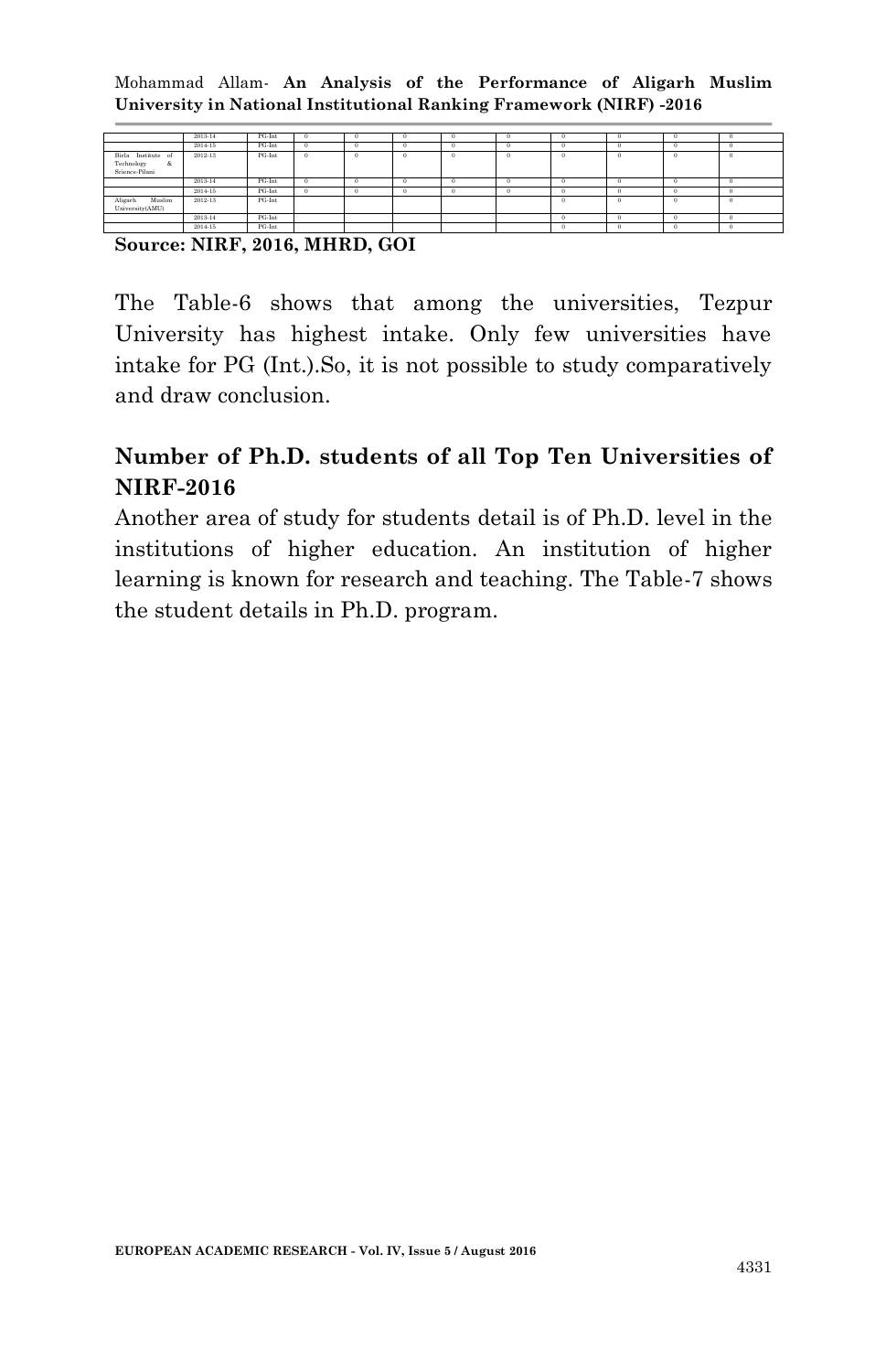| | | | | | | | | | | | |
|---|---|---|---|---|---|---|---|---|---|---|---|
| | 2013-14 | PG-Int | 0 | 0 | 0 | 0 | 0 | 0 | 0 | 0 | 0 |
| | 2014-15 | PG-Int | 0 | 0 | 0 | 0 | 0 | 0 | 0 | 0 | 0 |
| Birla Institute of Technology & Science-Pilani | 2012-13 | PG-Int | 0 | 0 | 0 | 0 | 0 | 0 | 0 | 0 | 0 |
| | 2013-14 | PG-Int | 0 | 0 | 0 | 0 | 0 | 0 | 0 | 0 | 0 |
| | 2014-15 | PG-Int | 0 | 0 | 0 | 0 | 0 | 0 | 0 | 0 | 0 |
| Aligarh Muslim University(AMU) | 2012-13 | PG-Int | | | | | | 0 | 0 | 0 | 0 |
| | 2013-14 | PG-Int | | | | | | 0 | 0 | 0 | 0 |
| | 2014-15 | PG-Int | | | | | | 0 | 0 | 0 | 0 |

**Source: NIRF, 2016, MHRD, GOI**

The Table-6 shows that among the universities, Tezpur University has highest intake. Only few universities have intake for PG (Int.).So, it is not possible to study comparatively and draw conclusion.

## Number of Ph.D. students of all Top Ten Universities of NIRF-2016

Another area of study for students detail is of Ph.D. level in the institutions of higher education. An institution of higher learning is known for research and teaching. The Table-7 shows the student details in Ph.D. program.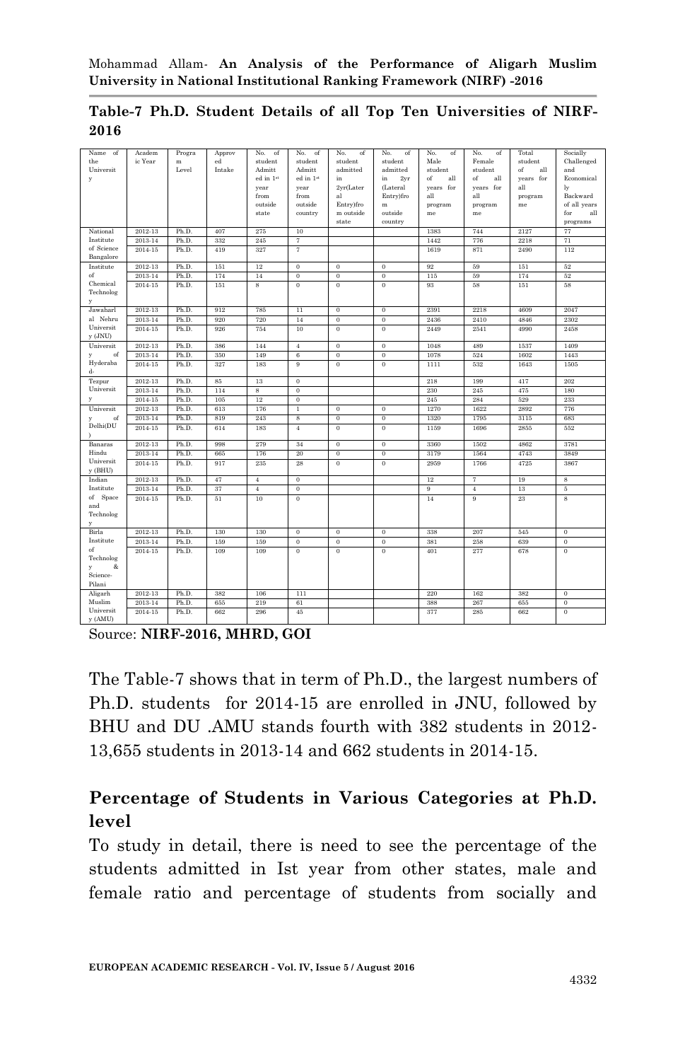**Table-7 Ph.D. Student Details of all Top Ten Universities of NIRF-2016**

| Name of the University | Academic Year | Program Level | Approved Intake | No. of student Admitted in 1st year from outside state | No. of student Admitted in 1st year from outside country | No. of student admitted in 2yr(Lateral Entry)from outside state | No. of student admitted in 2yr (Lateral Entry)from outside country | No. of Male student of all years for all programme | No. of Female student of all years for all programme | Total student of all years for all programme | Socially Challenged and Economically Backward of all years for all programs |
|---|---|---|---|---|---|---|---|---|---|---|---|
| National Institute of Science Bangalore | 2012-13 | Ph.D. | 407 | 275 | 10 | | | 1383 | 744 | 2127 | 77 |
| | 2013-14 | Ph.D. | 332 | 245 | 7 | | | 1442 | 776 | 2218 | 71 |
| | 2014-15 | Ph.D. | 419 | 327 | 7 | | | 1619 | 871 | 2490 | 112 |
| Institute of Chemical Technology | 2012-13 | Ph.D. | 151 | 12 | 0 | 0 | 0 | 92 | 59 | 151 | 52 |
| | 2013-14 | Ph.D. | 174 | 14 | 0 | 0 | 0 | 115 | 59 | 174 | 52 |
| | 2014-15 | Ph.D. | 151 | 8 | 0 | 0 | 0 | 93 | 58 | 151 | 58 |
| Jawaharlal Nehru University (JNU) | 2012-13 | Ph.D. | 912 | 785 | 11 | 0 | 0 | 2391 | 2218 | 4609 | 2047 |
| | 2013-14 | Ph.D. | 920 | 720 | 14 | 0 | 0 | 2436 | 2410 | 4846 | 2302 |
| | 2014-15 | Ph.D. | 926 | 754 | 10 | 0 | 0 | 2449 | 2541 | 4990 | 2458 |
| University of Hyderabad | 2012-13 | Ph.D. | 386 | 144 | 4 | 0 | 0 | 1048 | 489 | 1537 | 1409 |
| | 2013-14 | Ph.D. | 350 | 149 | 6 | 0 | 0 | 1078 | 524 | 1602 | 1443 |
| | 2014-15 | Ph.D. | 327 | 183 | 9 | 0 | 0 | 1111 | 532 | 1643 | 1505 |
| Tezpur University | 2012-13 | Ph.D. | 85 | 13 | 0 | | | 218 | 199 | 417 | 202 |
| | 2013-14 | Ph.D. | 114 | 8 | 0 | | | 230 | 245 | 475 | 180 |
| | 2014-15 | Ph.D. | 105 | 12 | 0 | | | 245 | 284 | 529 | 233 |
| University of Delhi(DU) | 2012-13 | Ph.D. | 613 | 176 | 1 | 0 | 0 | 1270 | 1622 | 2892 | 776 |
| | 2013-14 | Ph.D. | 819 | 243 | 8 | 0 | 0 | 1320 | 1795 | 3115 | 683 |
| | 2014-15 | Ph.D. | 614 | 183 | 4 | 0 | 0 | 1159 | 1696 | 2855 | 552 |
| Banaras Hindu University (BHU) | 2012-13 | Ph.D. | 998 | 279 | 34 | 0 | 0 | 3360 | 1502 | 4862 | 3781 |
| | 2013-14 | Ph.D. | 665 | 176 | 20 | 0 | 0 | 3179 | 1564 | 4743 | 3849 |
| | 2014-15 | Ph.D. | 917 | 235 | 28 | 0 | 0 | 2959 | 1766 | 4725 | 3867 |
| Indian Institute of Space and Technology | 2012-13 | Ph.D. | 47 | 4 | 0 | | | 12 | 7 | 19 | 8 |
| | 2013-14 | Ph.D. | 37 | 4 | 0 | | | 9 | 4 | 13 | 5 |
| | 2014-15 | Ph.D. | 51 | 10 | 0 | | | 14 | 9 | 23 | 8 |
| Birla Institute of Technology & Science-Pilani | 2012-13 | Ph.D. | 130 | 130 | 0 | 0 | 0 | 338 | 207 | 545 | 0 |
| | 2013-14 | Ph.D. | 159 | 159 | 0 | 0 | 0 | 381 | 258 | 639 | 0 |
| | 2014-15 | Ph.D. | 109 | 109 | 0 | 0 | 0 | 401 | 277 | 678 | 0 |
| Aligarh Muslim University (AMU) | 2012-13 | Ph.D. | 382 | 106 | 111 | | | 220 | 162 | 382 | 0 |
| | 2013-14 | Ph.D. | 655 | 219 | 61 | | | 388 | 267 | 655 | 0 |
| | 2014-15 | Ph.D. | 662 | 296 | 45 | | | 377 | 285 | 662 | 0 |

Source: **NIRF-2016, MHRD, GOI**

The Table-7 shows that in term of Ph.D., the largest numbers of Ph.D. students for 2014-15 are enrolled in JNU, followed by BHU and DU .AMU stands fourth with 382 students in 2012-13,655 students in 2013-14 and 662 students in 2014-15.

## Percentage of Students in Various Categories at Ph.D. level

To study in detail, there is need to see the percentage of the students admitted in Ist year from other states, male and female ratio and percentage of students from socially and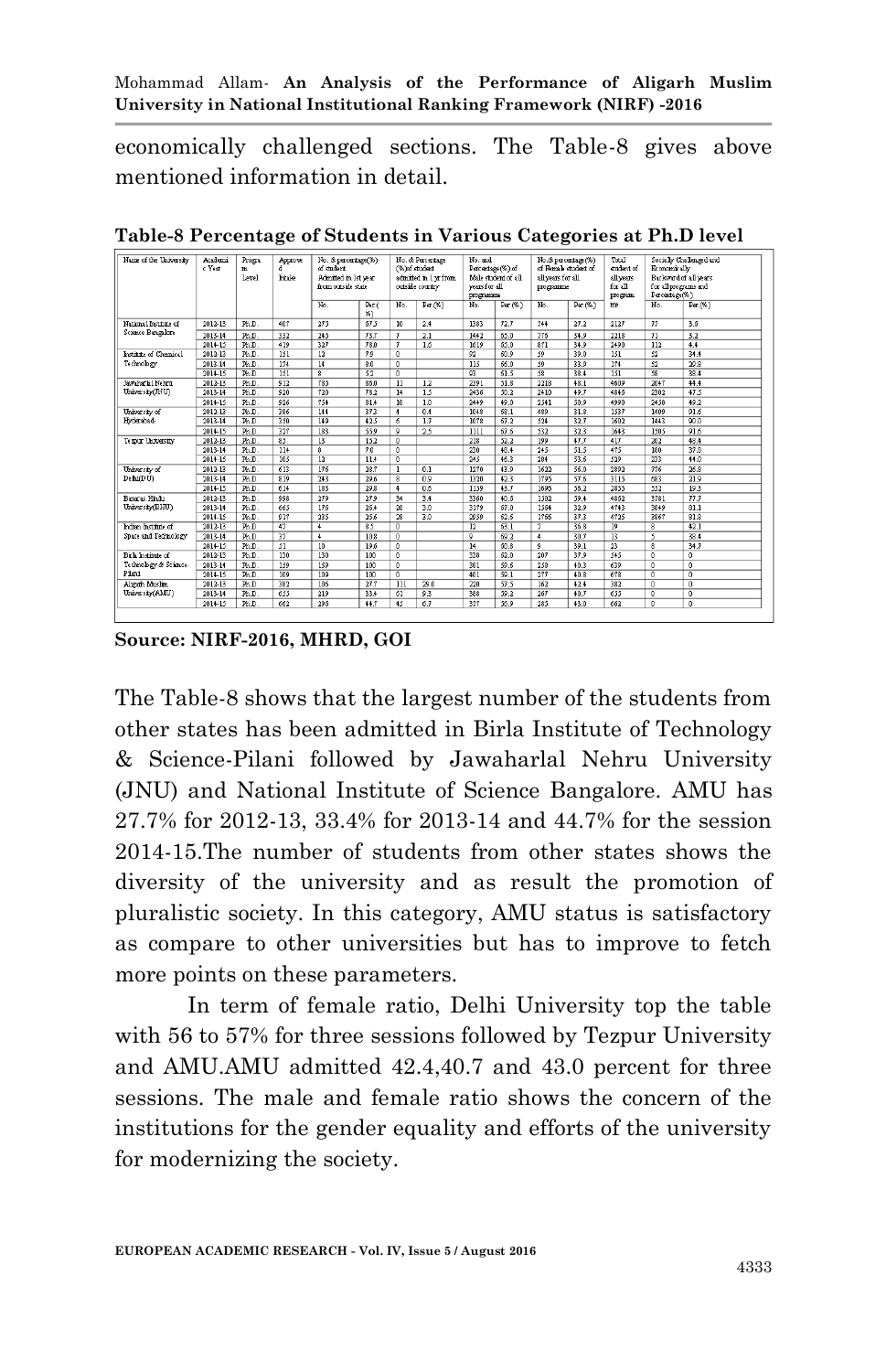economically challenged sections. The Table-8 gives above mentioned information in detail.

**Table-8 Percentage of Students in Various Categories at Ph.D level**

| Name of the University | Academic Year | Program Level | Approved Intake | No. & percentage(%) of student Admitted in 1st year from outside state | | No. & Percentage (%)of student admitted in 1 yr from outside country | | No. and Percentage(%) of Male student of all years for all programs | | No.& percentage(%) of Female student of all years for all programme | | Total student of all years for all programme | Socially Challenged and Economically Backward of all years for all programs and Percentage(%) | |
|---|---|---|---|---|---|---|---|---|---|---|---|---|---|---|
| | | | | No. | Per (%) | No. | Per(%) | No. | Per(%) | No. | Per(%) | | No. | Per(%) |
| National Institute of Science Bangalore | 2012-13 | Ph.D. | 407 | 275 | 67.5 | 10 | 2.4 | 1383 | 72.7 | 744 | 37.2 | 2127 | 77 | 3.6 |
| | 2013-14 | Ph.D. | 332 | 245 | 73.7 | 7 | 2.1 | 1442 | 65.0 | 776 | 34.9 | 2218 | 71 | 3.2 |
| | 2014-15 | Ph.D. | 419 | 327 | 78.0 | 7 | 1.6 | 1619 | 65.0 | 871 | 34.9 | 2490 | 112 | 4.4 |
| Institute of Chemical Technology | 2012-13 | Ph.D. | 151 | 12 | 7.9 | 0 | | 92 | 60.9 | 59 | 39.0 | 151 | 52 | 34.4 |
| | 2013-14 | Ph.D. | 174 | 14 | 8.0 | 0 | | 115 | 66.0 | 59 | 33.9 | 174 | 52 | 29.8 |
| | 2014-15 | Ph.D. | 151 | 8 | 5.5 | 0 | | 93 | 61.5 | 58 | 38.4 | 151 | 58 | 38.4 |
| Jawaharlal Nehru University(JNU) | 2012-13 | Ph.D. | 912 | 783 | 85.0 | 11 | 1.2 | 2391 | 51.8 | 2218 | 48.1 | 4609 | 2047 | 44.4 |
| | 2013-14 | Ph.D. | 920 | 720 | 78.2 | 14 | 1.5 | 2436 | 50.3 | 2410 | 49.7 | 4846 | 2302 | 47.5 |
| | 2014-15 | Ph.D. | 926 | 754 | 81.4 | 10 | 1.0 | 2449 | 49.0 | 2541 | 50.9 | 4990 | 2458 | 49.2 |
| University of Hyderabad | 2012-13 | Ph.D. | 386 | 144 | 37.3 | 4 | 0.4 | 1048 | 68.1 | 489 | 31.8 | 1537 | 1409 | 91.6 |
| | 2013-14 | Ph.D. | 330 | 140 | 42.5 | 6 | 1.7 | 1078 | 67.2 | 524 | 32.7 | 1602 | 1443 | 90.0 |
| | 2014-15 | Ph.D. | 327 | 183 | 55.9 | 9 | 2.5 | 1111 | 67.6 | 532 | 32.3 | 1643 | 1505 | 91.6 |
| Tezpur University | 2012-13 | Ph.D. | 85 | 13 | 15.2 | 0 | | 218 | 52.2 | 199 | 47.7 | 417 | 202 | 48.4 |
| | 2013-14 | Ph.D. | 114 | 8 | 7.0 | 0 | | 230 | 48.4 | 245 | 51.5 | 475 | 180 | 37.8 |
| | 2014-15 | Ph.D. | 105 | 12 | 11.4 | 0 | | 245 | 46.3 | 284 | 53.6 | 529 | 233 | 44.0 |
| University of Delhi(DU) | 2012-13 | Ph.D. | 613 | 176 | 28.7 | 1 | 0.1 | 1270 | 43.9 | 1620 | 56.0 | 2890 | 776 | 26.8 |
| | 2013-14 | Ph.D. | 819 | 243 | 29.6 | 8 | 0.9 | 1320 | 42.3 | 1795 | 57.6 | 3115 | 683 | 21.9 |
| | 2014-15 | Ph.D. | 614 | 183 | 29.8 | 4 | 0.6 | 1159 | 43.7 | 1695 | 56.2 | 2855 | 552 | 19.3 |
| Banaras Hindu University(BHU) | 2012-13 | Ph.D. | 998 | 279 | 27.9 | 34 | 3.4 | 3300 | 40.6 | 1352 | 59.4 | 4852 | 3781 | 77.7 |
| | 2013-14 | Ph.D. | 665 | 176 | 26.4 | 20 | 3.0 | 3179 | 67.0 | 1564 | 32.9 | 4743 | 3849 | 81.1 |
| | 2014-15 | Ph.D. | 937 | 235 | 25.6 | 28 | 3.0 | 2959 | 62.6 | 1766 | 37.3 | 4725 | 3867 | 81.8 |
| Indian Institute of Space and Technology | 2012-13 | Ph.D. | 47 | 4 | 8.5 | 0 | | 12 | 63.1 | 7 | 36.8 | 19 | 8 | 42.1 |
| | 2013-14 | Ph.D. | 37 | 4 | 10.8 | 0 | | 9 | 69.2 | 4 | 30.7 | 13 | 5 | 38.4 |
| | 2014-15 | Ph.D. | 51 | 10 | 19.6 | 0 | | 14 | 60.8 | 9 | 39.1 | 23 | 8 | 34.7 |
| Birla Institute of Technology & Science-Pilani | 2012-13 | Ph.D. | 130 | 130 | 100 | 0 | | 338 | 62.0 | 207 | 37.9 | 545 | 0 | 0 |
| | 2013-14 | Ph.D. | 159 | 159 | 100 | 0 | | 381 | 59.6 | 258 | 40.3 | 639 | 0 | 0 |
| | 2014-15 | Ph.D. | 109 | 109 | 100 | 0 | | 401 | 59.1 | 277 | 40.8 | 678 | 0 | 0 |
| Aligarh Muslim University(AMU) | 2012-13 | Ph.D. | 382 | 106 | 27.7 | 111 | 29.0 | 220 | 57.5 | 162 | 42.4 | 382 | 0 | 0 |
| | 2013-14 | Ph.D. | 655 | 219 | 33.4 | 61 | 9.3 | 388 | 59.2 | 267 | 40.7 | 655 | 0 | 0 |
| | 2014-15 | Ph.D. | 662 | 296 | 44.7 | 45 | 6.7 | 377 | 56.9 | 285 | 43.0 | 662 | 0 | 0 |

**Source: NIRF-2016, MHRD, GOI**

The Table-8 shows that the largest number of the students from other states has been admitted in Birla Institute of Technology & Science-Pilani followed by Jawaharlal Nehru University (JNU) and National Institute of Science Bangalore. AMU has 27.7% for 2012-13, 33.4% for 2013-14 and 44.7% for the session 2014-15.The number of students from other states shows the diversity of the university and as result the promotion of pluralistic society. In this category, AMU status is satisfactory as compare to other universities but has to improve to fetch more points on these parameters.

In term of female ratio, Delhi University top the table with 56 to 57% for three sessions followed by Tezpur University and AMU.AMU admitted 42.4,40.7 and 43.0 percent for three sessions. The male and female ratio shows the concern of the institutions for the gender equality and efforts of the university for modernizing the society.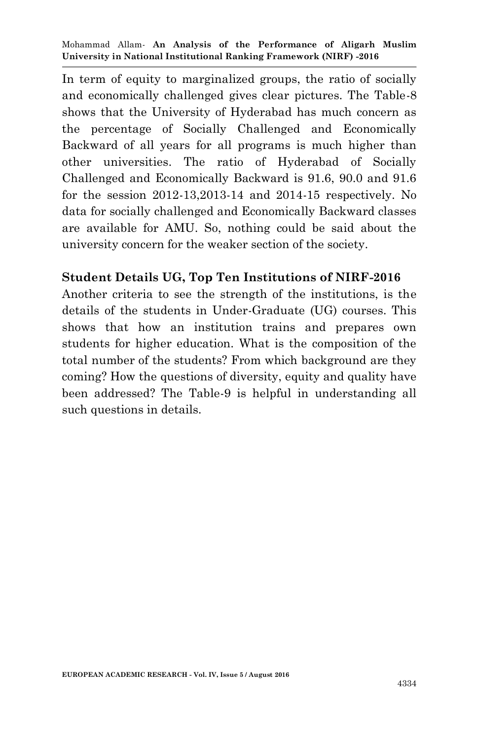In term of equity to marginalized groups, the ratio of socially and economically challenged gives clear pictures. The Table-8 shows that the University of Hyderabad has much concern as the percentage of Socially Challenged and Economically Backward of all years for all programs is much higher than other universities. The ratio of Hyderabad of Socially Challenged and Economically Backward is 91.6, 90.0 and 91.6 for the session 2012-13,2013-14 and 2014-15 respectively. No data for socially challenged and Economically Backward classes are available for AMU. So, nothing could be said about the university concern for the weaker section of the society.

## Student Details UG, Top Ten Institutions of NIRF-2016

Another criteria to see the strength of the institutions, is the details of the students in Under-Graduate (UG) courses. This shows that how an institution trains and prepares own students for higher education. What is the composition of the total number of the students? From which background are they coming? How the questions of diversity, equity and quality have been addressed? The Table-9 is helpful in understanding all such questions in details.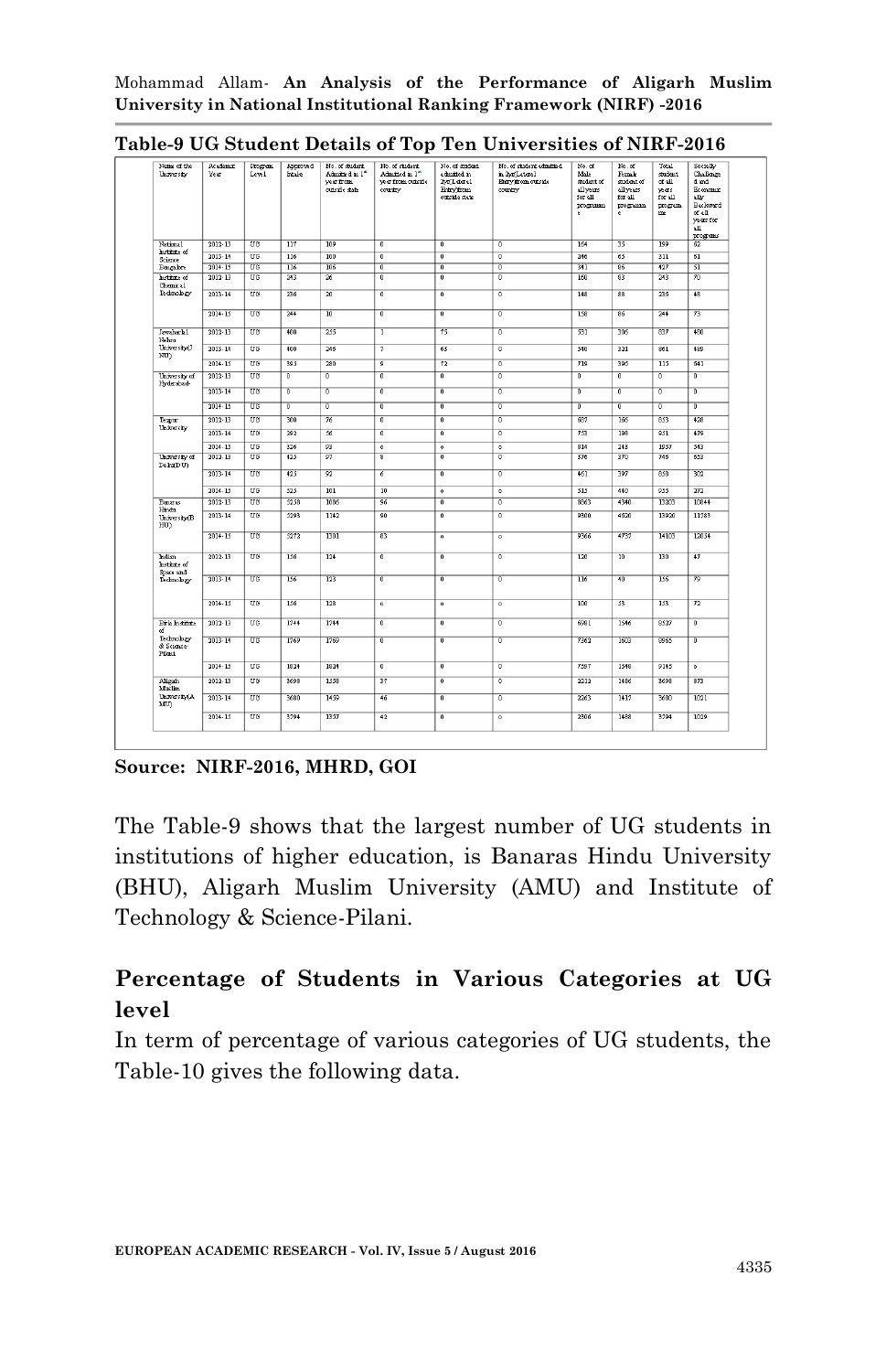**Table-9 UG Student Details of Top Ten Universities of NIRF-2016**

| Name of the University | Academic Year | Program Level | Approved Intake | No. of student Admitted in 1st year from outside state | No. of student Admitted in 1st year from outside country | No. of student admitted in 2yr(Lateral Entry)from outside state | No. of student admitted in 2yr(Lateral Entry)from outside country | No. of Male student of all years for all programme | No. of Female student of all years for all programme | Total student of all years for all programme | Socially Challenged and Economically Backward of all years for all programs |
|---|---|---|---|---|---|---|---|---|---|---|---|
| National Institute of Science Bangalore | 2012-13 | UG | 117 | 109 | 0 | 0 | 0 | 164 | 35 | 199 | 62 |
| | 2013-14 | UG | 116 | 100 | 0 | 0 | 0 | 246 | 65 | 311 | 61 |
| | 2014-15 | UG | 116 | 106 | 0 | 0 | 0 | 341 | 86 | 427 | 51 |
| Institute of Chemical Technology | 2012-13 | UG | 243 | 26 | 0 | 0 | 0 | 160 | 83 | 243 | 70 |
| | 2013-14 | UG | 236 | 20 | 0 | 0 | 0 | 148 | 88 | 236 | 48 |
| | 2014-15 | UG | 244 | 10 | 0 | 0 | 0 | 158 | 86 | 244 | 73 |
| Jawaharlal Nehru University(JNU) | 2012-13 | UG | 400 | 255 | 1 | 75 | 0 | 531 | 306 | 837 | 400 |
| | 2013-14 | UG | 400 | 246 | 7 | 65 | 0 | 540 | 321 | 861 | 489 |
| | 2014-15 | UG | 395 | 280 | 9 | 72 | 0 | 719 | 396 | 115 | 641 |
| University of Hyderabad | 2012-13 | UG | 0 | 0 | 0 | 0 | 0 | 0 | 0 | 0 | 0 |
| | 2013-14 | UG | 0 | 0 | 0 | 0 | 0 | 0 | 0 | 0 | 0 |
| | 2014-15 | UG | 0 | 0 | 0 | 0 | 0 | 0 | 0 | 0 | 0 |
| Tezpur University | 2012-13 | UG | 300 | 76 | 0 | 0 | 0 | 637 | 196 | 833 | 428 |
| | 2013-14 | UG | 282 | 56 | 0 | 0 | 0 | 753 | 198 | 951 | 479 |
| | 2014-15 | UG | 326 | 93 | 0 | 0 | 0 | 814 | 243 | 1057 | 543 |
| University of Delhi(DU) | 2012-13 | UG | 425 | 97 | 8 | 0 | 0 | 376 | 370 | 746 | 653 |
| | 2013-14 | UG | 425 | 92 | 6 | 0 | 0 | 461 | 397 | 858 | 302 |
| | 2014-15 | UG | 525 | 101 | 10 | 0 | 0 | 515 | 440 | 955 | 372 |
| Banaras Hindu University(BHU) | 2012-13 | UG | 5258 | 1086 | 96 | 0 | 0 | 8863 | 4340 | 13203 | 10644 |
| | 2013-14 | UG | 5293 | 1142 | 90 | 0 | 0 | 9300 | 4620 | 13920 | 11283 |
| | 2014-15 | UG | 5273 | 1201 | 83 | 0 | 0 | 9366 | 4737 | 14103 | 12034 |
| Indian Institute of Space and Technology | 2012-13 | UG | 156 | 124 | 0 | 0 | 0 | 120 | 30 | 150 | 47 |
| | 2013-14 | UG | 156 | 123 | 0 | 0 | 0 | 116 | 40 | 156 | 79 |
| | 2014-15 | UG | 156 | 128 | 0 | 0 | 0 | 100 | 53 | 153 | 72 |
| Birla Institute of Technology & Science-Pilani | 2012-13 | UG | 1744 | 1744 | 0 | 0 | 0 | 6981 | 1546 | 8527 | 0 |
| | 2013-14 | UG | 1769 | 1769 | 0 | 0 | 0 | 7362 | 1603 | 8965 | 0 |
| | 2014-15 | UG | 1824 | 1824 | 0 | 0 | 0 | 7597 | 1548 | 9145 | 0 |
| Aligarh Muslim University(AMU) | 2012-13 | UG | 3698 | 1558 | 37 | 0 | 0 | 2212 | 1486 | 3698 | 873 |
| | 2013-14 | UG | 3680 | 1459 | 46 | 0 | 0 | 2263 | 1417 | 3680 | 1021 |
| | 2014-15 | UG | 3594 | 1357 | 42 | 0 | 0 | 2306 | 1488 | 3794 | 1029 |

**Source: NIRF-2016, MHRD, GOI**

The Table-9 shows that the largest number of UG students in institutions of higher education, is Banaras Hindu University (BHU), Aligarh Muslim University (AMU) and Institute of Technology & Science-Pilani.

## Percentage of Students in Various Categories at UG level

In term of percentage of various categories of UG students, the Table-10 gives the following data.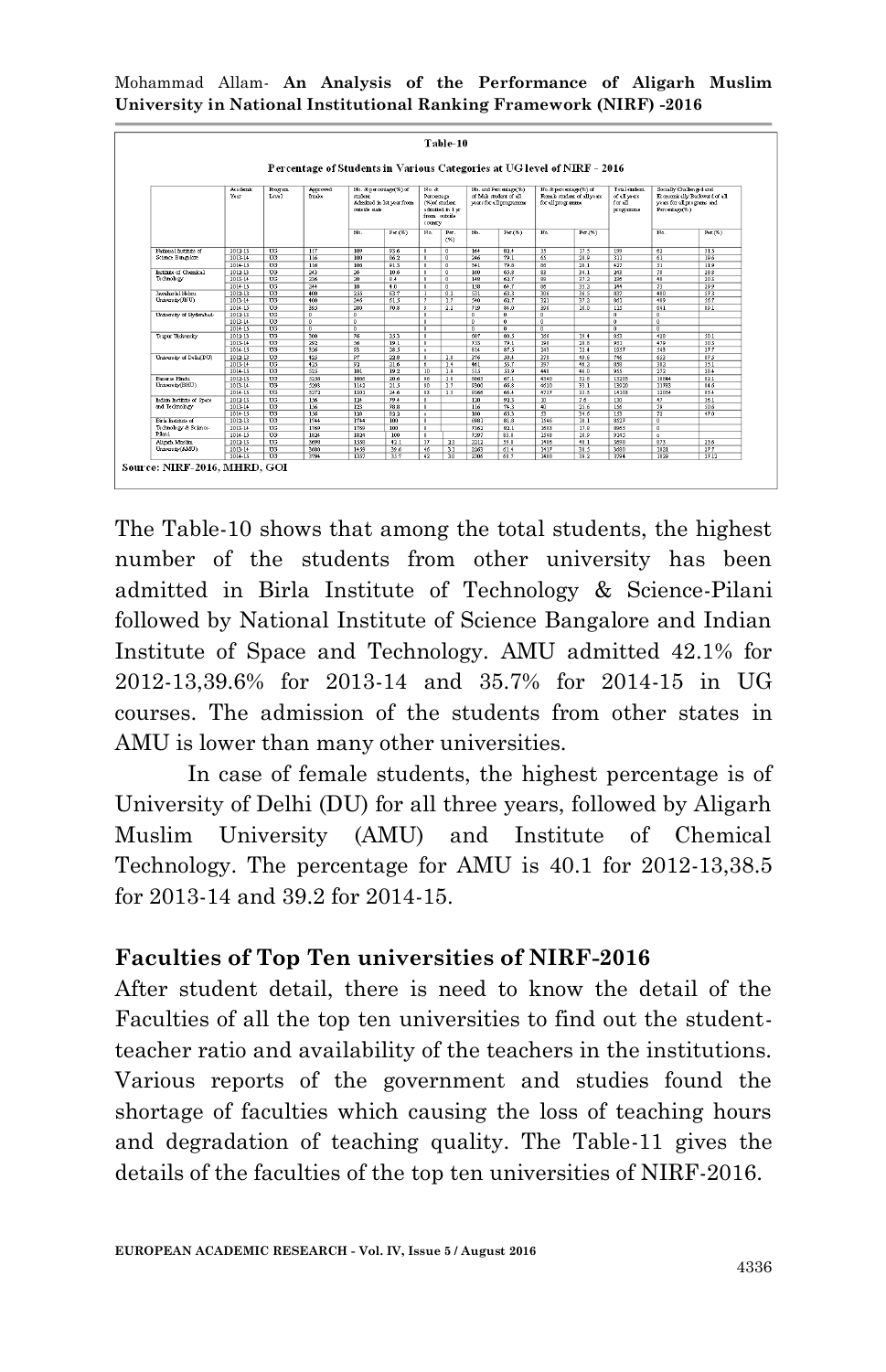**Table-10**

**Percentage of Students in Various Categories at UG level of NIRF - 2016**

| | Academic Year | Program Level | Approved Intake | No. & percentage(%) of student Admitted in 1st year from outside state | | No. & Percentage (%) of student admitted in 1 yr from outside country | | No. and Percentage(%) of Male student of all years for all programmes | | No. & percentage(%) of Female student of all years for all programmes | | Total student of all years for all programme | Socially Challenged and Economically Backward of all years for all programme and Percentage(%) | |
|---|---|---|---|---|---|---|---|---|---|---|---|---|---|---|
| | | | | No. | Per (%) | No. | Per. (%) | No. | Per (%) | No. | Per (%) | | No. | Per (%) |
| National Institute of Science Bangalore | 2012-13 | UG | 117 | 109 | 93.6 | 0 | 0 | 164 | 82.4 | 35 | 17.5 | 199 | 63 | 31.5 |
| | 2013-14 | UG | 116 | 100 | 86.2 | 0 | 0 | 246 | 79.1 | 65 | 20.9 | 311 | 61 | 19.6 |
| | 2014-15 | UG | 116 | 106 | 91.3 | 0 | 0 | 341 | 79.8 | 86 | 20.1 | 427 | 51 | 11.9 |
| Institute of Chemical Technology | 2012-13 | UG | 243 | 26 | 10.6 | 0 | 0 | 160 | 65.8 | 83 | 34.1 | 243 | 70 | 28.8 |
| | 2013-14 | UG | 236 | 20 | 8.4 | 0 | 0 | 148 | 62.7 | 88 | 37.2 | 236 | 48 | 20.3 |
| | 2014-15 | UG | 244 | 10 | 4.0 | 0 | 0 | 158 | 64.7 | 86 | 35.3 | 244 | 73 | 29.9 |
| Jawaharlal Nehru University(JNU) | 2012-13 | UG | 400 | 255 | 63.7 | 1 | 0.3 | 531 | 63.5 | 306 | 36.5 | 837 | 480 | 57.3 |
| | 2013-14 | UG | 400 | 246 | 61.5 | 7 | 1.7 | 540 | 62.7 | 321 | 37.3 | 861 | 489 | 56.7 |
| | 2014-15 | UG | 365 | 289 | 70.8 | 9 | 2.2 | 719 | 84.0 | 306 | 36.0 | 125 | 641 | 89.1 |
| University of Hyderabad | 2012-13 | UG | 0 | 0 | | 0 | | 0 | 0 | 0 | | 0 | 0 | |
| | 2013-14 | UG | 0 | 0 | | 0 | | 0 | 0 | 0 | | 0 | 0 | |
| | 2014-15 | UG | 0 | 0 | | 0 | | 0 | 0 | 0 | | 0 | 0 | |
| Tezpur University | 2012-13 | UG | 300 | 76 | 25.3 | 0 | | 687 | 80.5 | 266 | 19.4 | 853 | 428 | 50.1 |
| | 2013-14 | UG | 282 | 56 | 19.1 | 0 | | 733 | 79.1 | 198 | 20.9 | 931 | 479 | 51.5 |
| | 2014-15 | UG | 326 | 93 | 28.5 | 0 | | 834 | 87.5 | 243 | 31.4 | 1057 | 545 | 17.7 |
| University of Delhi(DU) | 2012-13 | UG | 425 | 97 | 22.8 | 8 | 1.8 | 376 | 50.4 | 370 | 49.6 | 746 | 653 | 87.5 |
| | 2013-14 | UG | 425 | 93 | 21.6 | 6 | 1.4 | 461 | 55.7 | 397 | 46.3 | 858 | 302 | 35.1 |
| | 2014-15 | UG | 526 | 101 | 19.2 | 10 | 1.8 | 515 | 53.9 | 440 | 46.0 | 955 | 272 | 28.4 |
| Banaras Hindu University(BHU) | 2012-13 | UG | 5238 | 1086 | 20.6 | 96 | 1.8 | 8863 | 67.1 | 4340 | 32.8 | 13203 | 10844 | 82.1 |
| | 2013-14 | UG | 5368 | 1161 | 21.5 | 80 | 1.7 | 9300 | 66.8 | 4610 | 33.1 | 13920 | 11783 | 84.6 |
| | 2014-15 | UG | 5273 | 1301 | 24.6 | 83 | 1.5 | 9066 | 66.4 | 4737 | 33.5 | 14108 | 12054 | 85.4 |
| Indian Institute of Space and Technology | 2012-13 | UG | 156 | 124 | 79.4 | 0 | | 120 | 92.3 | 10 | 7.6 | 130 | 47 | 36.1 |
| | 2013-14 | UG | 156 | 123 | 78.8 | 0 | | 116 | 74.3 | 40 | 25.6 | 156 | 79 | 50.6 |
| | 2014-15 | UG | 156 | 128 | 82.3 | 0 | | 100 | 65.3 | 53 | 34.6 | 153 | 72 | 47.0 |
| Birla Institute of Technology & Science-Pilani | 2012-13 | UG | 1744 | 1744 | 100 | 0 | | 6981 | 81.8 | 1546 | 18.1 | 8527 | 0 | |
| | 2013-14 | UG | 1769 | 1769 | 100 | 0 | | 7362 | 82.1 | 1603 | 17.8 | 8965 | 0 | |
| | 2014-15 | UG | 1826 | 1826 | 100 | 0 | | 7397 | 83.8 | 1548 | 26.9 | 9345 | 0 | |
| Aligarh Muslim University(AMU) | 2012-13 | UG | 3698 | 1558 | 42.1 | 37 | 2.3 | 2212 | 59.8 | 1486 | 40.1 | 3698 | 873 | 23.6 |
| | 2013-14 | UG | 3680 | 1459 | 39.6 | 46 | 3.1 | 2263 | 61.4 | 1417 | 38.5 | 3680 | 1081 | 27.7 |
| | 2014-15 | UG | 3594 | 1337 | 35.7 | 42 | 3.0 | 2306 | 60.7 | 1488 | 39.2 | 3794 | 1029 | 37.12 |

Source: NIRF-2016, MHRD, GOI

The Table-10 shows that among the total students, the highest number of the students from other university has been admitted in Birla Institute of Technology & Science-Pilani followed by National Institute of Science Bangalore and Indian Institute of Space and Technology. AMU admitted 42.1% for 2012-13,39.6% for 2013-14 and 35.7% for 2014-15 in UG courses. The admission of the students from other states in AMU is lower than many other universities.

In case of female students, the highest percentage is of University of Delhi (DU) for all three years, followed by Aligarh Muslim University (AMU) and Institute of Chemical Technology. The percentage for AMU is 40.1 for 2012-13,38.5 for 2013-14 and 39.2 for 2014-15.

## Faculties of Top Ten universities of NIRF-2016

After student detail, there is need to know the detail of the Faculties of all the top ten universities to find out the student-teacher ratio and availability of the teachers in the institutions. Various reports of the government and studies found the shortage of faculties which causing the loss of teaching hours and degradation of teaching quality. The Table-11 gives the details of the faculties of the top ten universities of NIRF-2016.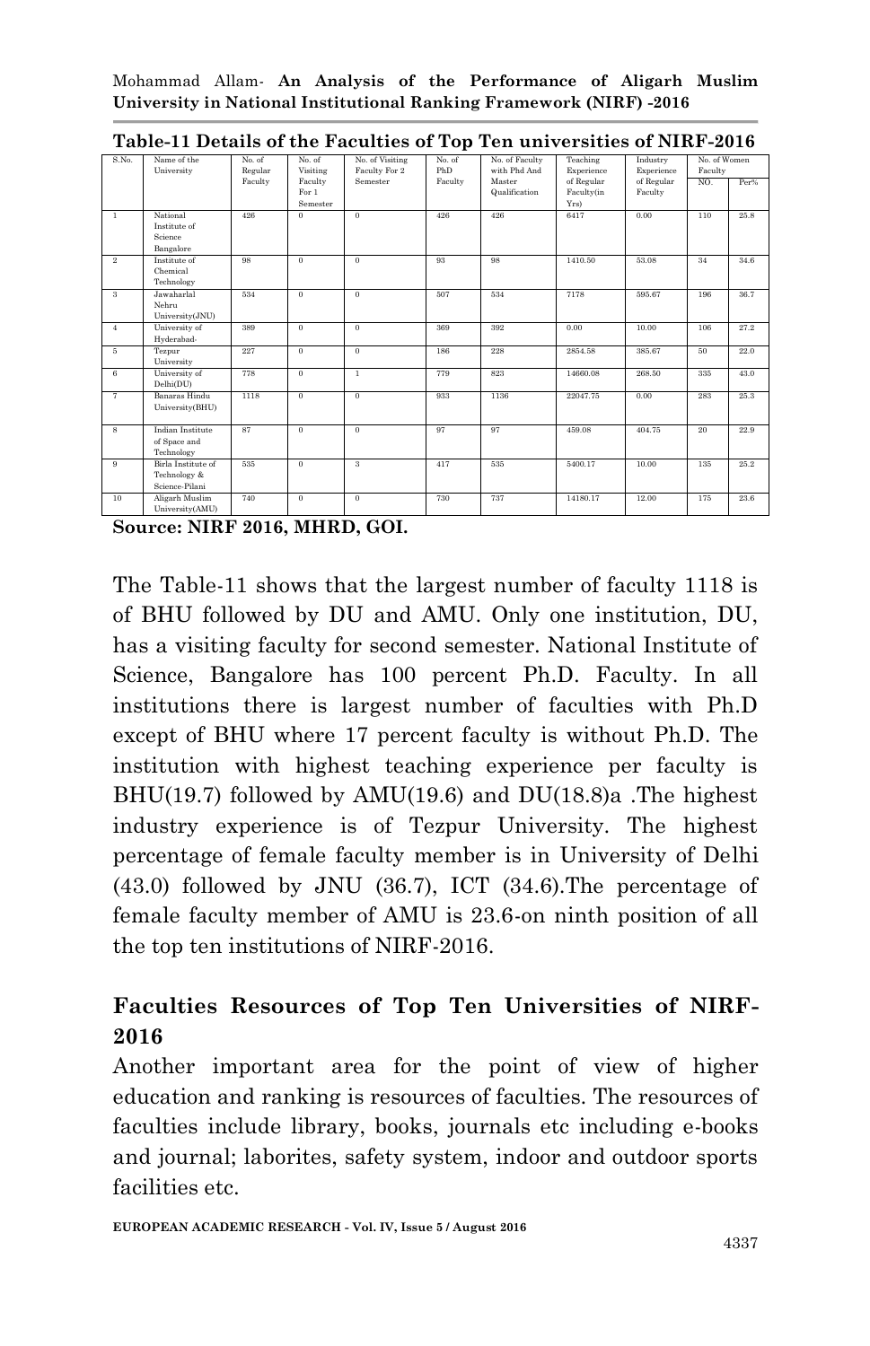**Table-11 Details of the Faculties of Top Ten universities of NIRF-2016**

| S.No. | Name of the University | No. of Regular Faculty | No. of Visiting Faculty For 1 Semester | No. of Visiting Faculty For 2 Semester | No. of PhD Faculty | No. of Faculty with Phd And Master Qualification | Teaching Experience of Regular Faculty(in Yrs) | Industry Experience of Regular Faculty | No. of Women Faculty | |
|---|---|---|---|---|---|---|---|---|---|---|
| | | | | | | | | | NO. | Per% |
| 1 | National Institute of Science Bangalore | 426 | 0 | 0 | 426 | 426 | 6417 | 0.00 | 110 | 25.8 |
| 2 | Institute of Chemical Technology | 98 | 0 | 0 | 93 | 98 | 1410.50 | 53.08 | 34 | 34.6 |
| 3 | Jawaharlal Nehru University(JNU) | 534 | 0 | 0 | 507 | 534 | 7178 | 595.67 | 196 | 36.7 |
| 4 | University of Hyderabad- | 389 | 0 | 0 | 369 | 392 | 0.00 | 10.00 | 106 | 27.2 |
| 5 | Tezpur University | 227 | 0 | 0 | 186 | 228 | 2854.58 | 385.67 | 50 | 22.0 |
| 6 | University of Delhi(DU) | 778 | 0 | 1 | 779 | 823 | 14660.08 | 268.50 | 335 | 43.0 |
| 7 | Banaras Hindu University(BHU) | 1118 | 0 | 0 | 933 | 1136 | 22047.75 | 0.00 | 283 | 25.3 |
| 8 | Indian Institute of Space and Technology | 87 | 0 | 0 | 97 | 97 | 459.08 | 404.75 | 20 | 22.9 |
| 9 | Birla Institute of Technology & Science-Pilani | 535 | 0 | 3 | 417 | 535 | 5400.17 | 10.00 | 135 | 25.2 |
| 10 | Aligarh Muslim University(AMU) | 740 | 0 | 0 | 730 | 737 | 14180.17 | 12.00 | 175 | 23.6 |

**Source: NIRF 2016, MHRD, GOI.**

The Table-11 shows that the largest number of faculty 1118 is of BHU followed by DU and AMU. Only one institution, DU, has a visiting faculty for second semester. National Institute of Science, Bangalore has 100 percent Ph.D. Faculty. In all institutions there is largest number of faculties with Ph.D except of BHU where 17 percent faculty is without Ph.D. The institution with highest teaching experience per faculty is BHU(19.7) followed by AMU(19.6) and DU(18.8)a .The highest industry experience is of Tezpur University. The highest percentage of female faculty member is in University of Delhi (43.0) followed by JNU (36.7), ICT (34.6).The percentage of female faculty member of AMU is 23.6-on ninth position of all the top ten institutions of NIRF-2016.

## Faculties Resources of Top Ten Universities of NIRF-2016

Another important area for the point of view of higher education and ranking is resources of faculties. The resources of faculties include library, books, journals etc including e-books and journal; laborites, safety system, indoor and outdoor sports facilities etc.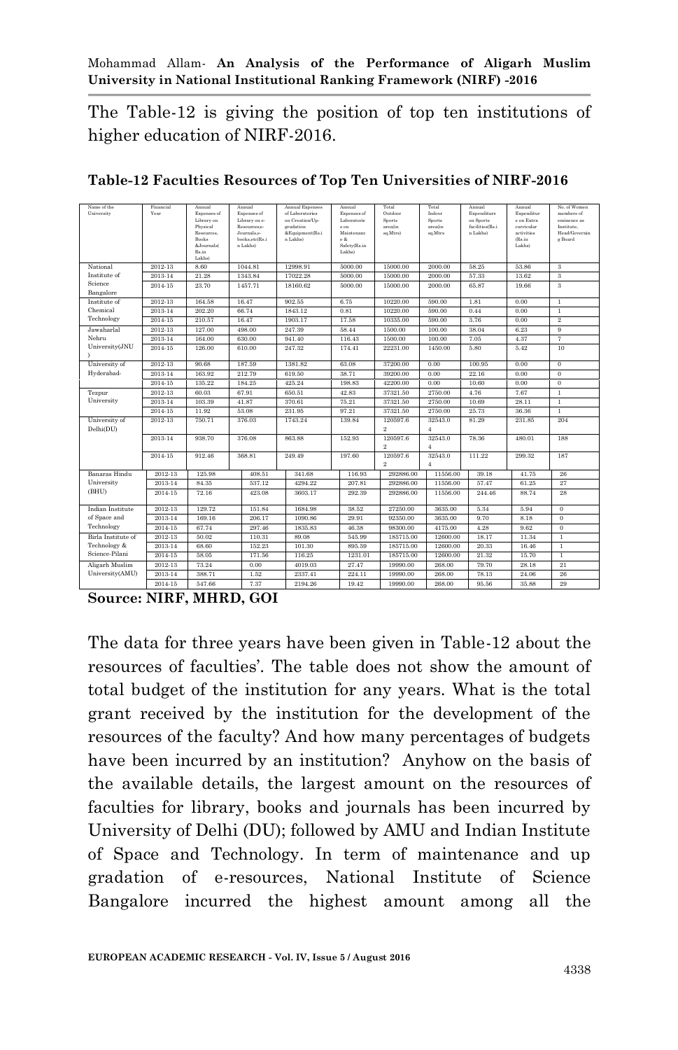The Table-12 is giving the position of top ten institutions of higher education of NIRF-2016.

**Table-12 Faculties Resources of Top Ten Universities of NIRF-2016**

| Name of the University | Financial Year | Annual Expenses of Library on Physical Resources, Books &Journals( Rs.in Lakhs) | Annual Expenses of Library on e-Resources(e-Journals,e-books,etc(Rs.in Lakhs) | Annual Expenses of Laboratories on Creation/Up-gradation &Equipment(Rs.in Lakhs) | Annual Expenses of Laboratories on Maintenance & Safety(Rs.in Lakhs) | Total Outdoor Sports area(in sq.Mtrs) | Total Indoor Sports area(in sq.Mtrs | Annual Expenditure on Sports facilities(Rs.in Lakhs) | Annual Expenditure on Extra curricular activities (Rs.in Lakhs) | No. of Women members of eminence as Institute, Head/Governing Board |
|---|---|---|---|---|---|---|---|---|---|---|
| National Institute of Science Bangalore | 2012-13 | 8.60 | 1044.81 | 12998.91 | 5000.00 | 15000.00 | 2000.00 | 58.25 | 53.86 | 3 |
| | 2013-14 | 21.28 | 1343.84 | 17022.28 | 5000.00 | 15000.00 | 2000.00 | 57.33 | 13.62 | 3 |
| | 2014-15 | 23.70 | 1457.71 | 18160.62 | 5000.00 | 15000.00 | 2000.00 | 65.87 | 19.66 | 3 |
| Institute of Chemical Technology | 2012-13 | 164.58 | 16.47 | 902.55 | 6.75 | 10220.00 | 590.00 | 1.81 | 0.00 | 1 |
| | 2013-14 | 202.20 | 66.74 | 1843.12 | 0.81 | 10220.00 | 590.00 | 0.44 | 0.00 | 1 |
| | 2014-15 | 210.57 | 16.47 | 1903.17 | 17.58 | 10335.00 | 590.00 | 3.76 | 0.00 | 2 |
| Jawaharlal Nehru University(JNU) | 2012-13 | 127.00 | 498.00 | 247.39 | 58.44 | 1500.00 | 100.00 | 38.04 | 6.23 | 9 |
| | 2013-14 | 164.00 | 630.00 | 941.40 | 116.43 | 1500.00 | 100.00 | 7.05 | 4.37 | 7 |
| | 2014-15 | 126.00 | 610.00 | 247.32 | 174.41 | 22231.00 | 1450.00 | 5.80 | 5.42 | 10 |
| University of Hyderabad- | 2012-13 | 90.68 | 187.59 | 1381.82 | 63.08 | 37200.00 | 0.00 | 100.95 | 0.00 | 0 |
| | 2013-14 | 163.92 | 212.79 | 619.50 | 38.71 | 39200.00 | 0.00 | 22.16 | 0.00 | 0 |
| | 2014-15 | 135.22 | 184.25 | 425.24 | 198.83 | 42200.00 | 0.00 | 10.60 | 0.00 | 0 |
| Tezpur University | 2012-13 | 60.03 | 67.91 | 650.51 | 42.83 | 37321.50 | 2750.00 | 4.76 | 7.67 | 1 |
| | 2013-14 | 103.39 | 41.87 | 370.61 | 75.21 | 37321.50 | 2750.00 | 10.69 | 28.11 | 1 |
| | 2014-15 | 11.92 | 53.08 | 231.95 | 97.21 | 37321.50 | 2750.00 | 25.73 | 36.36 | 1 |
| University of Delhi(DU) | 2012-13 | 750.71 | 376.03 | 1743.24 | 139.84 | 120597.62 | 32543.04 | 81.29 | 231.85 | 204 |
| | 2013-14 | 938.70 | 376.08 | 863.88 | 152.93 | 120597.62 | 32543.04 | 78.36 | 480.01 | 188 |
| | 2014-15 | 912.46 | 368.81 | 249.49 | 197.60 | 120597.62 | 32543.04 | 111.22 | 299.32 | 187 |
| Banaras Hindu University (BHU) | 2012-13 | 125.98 | 408.51 | 341.68 | 116.93 | 292886.00 | 11556.00 | 39.18 | 41.75 | 26 |
| | 2013-14 | 84.35 | 537.12 | 4294.22 | 207.81 | 292886.00 | 11556.00 | 57.47 | 61.25 | 27 |
| | 2014-15 | 72.16 | 423.08 | 3603.17 | 292.39 | 292886.00 | 11556.00 | 244.46 | 88.74 | 28 |
| Indian Institute of Space and Technology | 2012-13 | 129.72 | 151.84 | 1684.98 | 38.52 | 27250.00 | 3635.00 | 5.34 | 5.94 | 0 |
| | 2013-14 | 169.16 | 206.17 | 1090.86 | 29.91 | 92350.00 | 3635.00 | 9.70 | 8.18 | 0 |
| | 2014-15 | 67.74 | 297.46 | 1835.83 | 46.38 | 98300.00 | 4175.00 | 4.28 | 9.62 | 0 |
| Birla Institute of Technology & Science-Pilani | 2012-13 | 50.02 | 110.31 | 89.08 | 545.99 | 185715.00 | 12600.00 | 18.17 | 11.34 | 1 |
| | 2013-14 | 68.60 | 152.23 | 101.30 | 895.59 | 185715.00 | 12600.00 | 20.33 | 16.46 | 1 |
| | 2014-15 | 58.05 | 171.56 | 116.25 | 1231.01 | 185715.00 | 12600.00 | 21.32 | 15.70 | 1 |
| Aligarh Muslim University(AMU) | 2012-13 | 73.24 | 0.00 | 4019.03 | 27.47 | 19990.00 | 268.00 | 79.70 | 28.18 | 21 |
| | 2013-14 | 388.71 | 1.52 | 2337.41 | 224.11 | 19990.00 | 268.00 | 78.13 | 24.06 | 26 |
| | 2014-15 | 547.66 | 7.37 | 2194.26 | 19.42 | 19990.00 | 268.00 | 95.56 | 35.88 | 29 |

**Source: NIRF, MHRD, GOI**

The data for three years have been given in Table-12 about the resources of faculties'. The table does not show the amount of total budget of the institution for any years. What is the total grant received by the institution for the development of the resources of the faculty? And how many percentages of budgets have been incurred by an institution? Anyhow on the basis of the available details, the largest amount on the resources of faculties for library, books and journals has been incurred by University of Delhi (DU); followed by AMU and Indian Institute of Space and Technology. In term of maintenance and up gradation of e-resources, National Institute of Science Bangalore incurred the highest amount among all the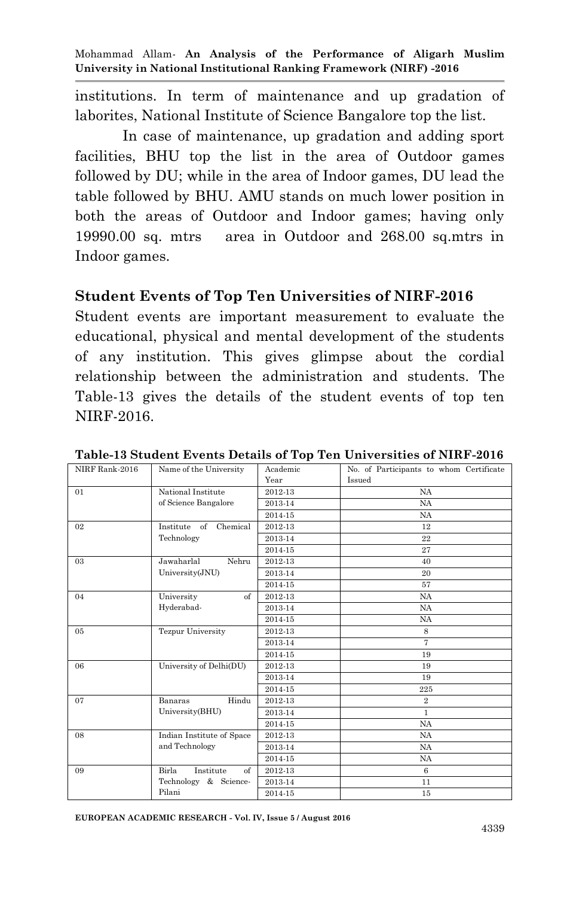institutions. In term of maintenance and up gradation of laborites, National Institute of Science Bangalore top the list.

In case of maintenance, up gradation and adding sport facilities, BHU top the list in the area of Outdoor games followed by DU; while in the area of Indoor games, DU lead the table followed by BHU. AMU stands on much lower position in both the areas of Outdoor and Indoor games; having only 19990.00 sq. mtrs area in Outdoor and 268.00 sq.mtrs in Indoor games.

## Student Events of Top Ten Universities of NIRF-2016

Student events are important measurement to evaluate the educational, physical and mental development of the students of any institution. This gives glimpse about the cordial relationship between the administration and students. The Table-13 gives the details of the student events of top ten NIRF-2016.

**Table-13 Student Events Details of Top Ten Universities of NIRF-2016**

| NIRF Rank-2016 | Name of the University | Academic Year | No. of Participants to whom Certificate Issued |
|---|---|---|---|
| 01 | National Institute of Science Bangalore | 2012-13 | NA |
| | | 2013-14 | NA |
| | | 2014-15 | NA |
| 02 | Institute of Chemical Technology | 2012-13 | 12 |
| | | 2013-14 | 22 |
| | | 2014-15 | 27 |
| 03 | Jawaharlal Nehru University(JNU) | 2012-13 | 40 |
| | | 2013-14 | 20 |
| | | 2014-15 | 57 |
| 04 | University of Hyderabad- | 2012-13 | NA |
| | | 2013-14 | NA |
| | | 2014-15 | NA |
| 05 | Tezpur University | 2012-13 | 8 |
| | | 2013-14 | 7 |
| | | 2014-15 | 19 |
| 06 | University of Delhi(DU) | 2012-13 | 19 |
| | | 2013-14 | 19 |
| | | 2014-15 | 225 |
| 07 | Banaras Hindu University(BHU) | 2012-13 | 2 |
| | | 2013-14 | 1 |
| | | 2014-15 | NA |
| 08 | Indian Institute of Space and Technology | 2012-13 | NA |
| | | 2013-14 | NA |
| | | 2014-15 | NA |
| 09 | Birla Institute of Technology & Science-Pilani | 2012-13 | 6 |
| | | 2013-14 | 11 |
| | | 2014-15 | 15 |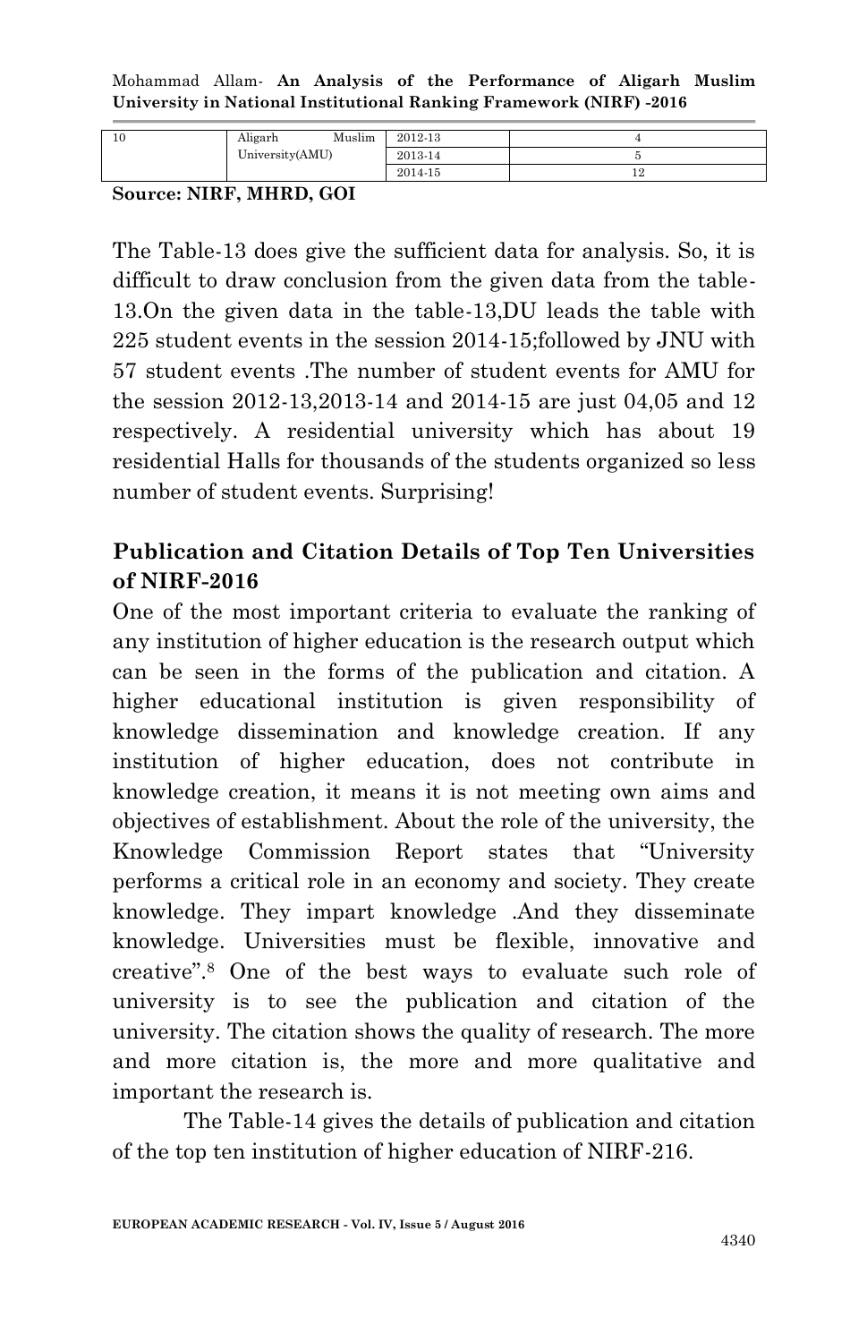| 10 | Aligarh Muslim University(AMU) | 2012-13 | 4 |
|---|---|---|---|
| | | 2013-14 | 5 |
| | | 2014-15 | 12 |

**Source: NIRF, MHRD, GOI**

The Table-13 does give the sufficient data for analysis. So, it is difficult to draw conclusion from the given data from the table-13.On the given data in the table-13,DU leads the table with 225 student events in the session 2014-15;followed by JNU with 57 student events .The number of student events for AMU for the session 2012-13,2013-14 and 2014-15 are just 04,05 and 12 respectively. A residential university which has about 19 residential Halls for thousands of the students organized so less number of student events. Surprising!

## Publication and Citation Details of Top Ten Universities of NIRF-2016

One of the most important criteria to evaluate the ranking of any institution of higher education is the research output which can be seen in the forms of the publication and citation. A higher educational institution is given responsibility of knowledge dissemination and knowledge creation. If any institution of higher education, does not contribute in knowledge creation, it means it is not meeting own aims and objectives of establishment. About the role of the university, the Knowledge Commission Report states that "University performs a critical role in an economy and society. They create knowledge. They impart knowledge .And they disseminate knowledge. Universities must be flexible, innovative and creative".[8] One of the best ways to evaluate such role of university is to see the publication and citation of the university. The citation shows the quality of research. The more and more citation is, the more and more qualitative and important the research is.

The Table-14 gives the details of publication and citation of the top ten institution of higher education of NIRF-216.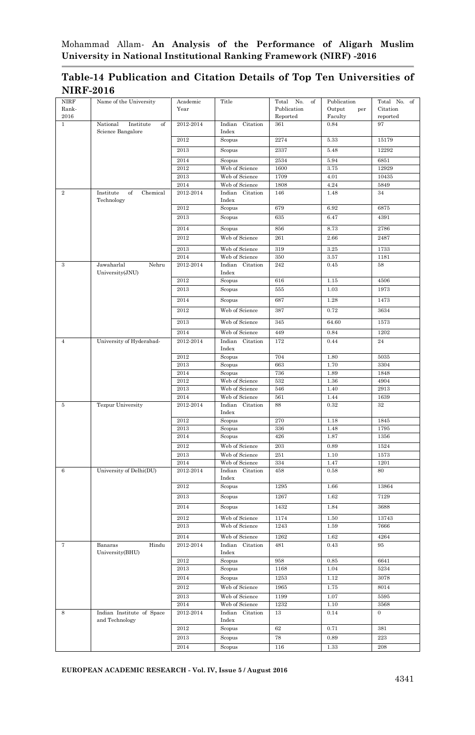## Table-14 Publication and Citation Details of Top Ten Universities of NIRF-2016

| NIRF Rank-2016 | Name of the University | Academic Year | Title | Total No. of Publication Reported | Publication Output per Faculty | Total No. of Citation reported |
|---|---|---|---|---|---|---|
| 1 | National Institute of Science Bangalore | 2012-2014 | Indian Citation Index | 361 | 0.84 | 97 |
| | | 2012 | Scopus | 2274 | 5.33 | 15179 |
| | | 2013 | Scopus | 2337 | 5.48 | 12292 |
| | | 2014 | Scopus | 2534 | 5.94 | 6851 |
| | | 2012 | Web of Science | 1600 | 3.75 | 12929 |
| | | 2013 | Web of Science | 1709 | 4.01 | 10435 |
| | | 2014 | Web of Science | 1808 | 4.24 | 5849 |
| 2 | Institute of Chemical Technology | 2012-2014 | Indian Citation Index | 146 | 1.48 | 34 |
| | | 2012 | Scopus | 679 | 6.92 | 6875 |
| | | 2013 | Scopus | 635 | 6.47 | 4391 |
| | | 2014 | Scopus | 856 | 8.73 | 2786 |
| | | 2012 | Web of Science | 261 | 2.66 | 2487 |
| | | 2013 | Web of Science | 319 | 3.25 | 1733 |
| | | 2014 | Web of Science | 350 | 3.57 | 1181 |
| 3 | Jawaharlal Nehru University(JNU) | 2012-2014 | Indian Citation Index | 242 | 0.45 | 58 |
| | | 2012 | Scopus | 616 | 1.15 | 4506 |
| | | 2013 | Scopus | 555 | 1.03 | 1973 |
| | | 2014 | Scopus | 687 | 1.28 | 1473 |
| | | 2012 | Web of Science | 387 | 0.72 | 3634 |
| | | 2013 | Web of Science | 345 | 64.60 | 1573 |
| | | 2014 | Web of Science | 449 | 0.84 | 1202 |
| 4 | University of Hyderabad- | 2012-2014 | Indian Citation Index | 172 | 0.44 | 24 |
| | | 2012 | Scopus | 704 | 1.80 | 5035 |
| | | 2013 | Scopus | 663 | 1.70 | 3304 |
| | | 2014 | Scopus | 736 | 1.89 | 1848 |
| | | 2012 | Web of Science | 532 | 1.36 | 4904 |
| | | 2013 | Web of Science | 546 | 1.40 | 2913 |
| | | 2014 | Web of Science | 561 | 1.44 | 1639 |
| 5 | Tezpur University | 2012-2014 | Indian Citation Index | 88 | 0.32 | 32 |
| | | 2012 | Scopus | 270 | 1.18 | 1845 |
| | | 2013 | Scopus | 336 | 1.48 | 1795 |
| | | 2014 | Scopus | 426 | 1.87 | 1356 |
| | | 2012 | Web of Science | 203 | 0.89 | 1524 |
| | | 2013 | Web of Science | 251 | 1.10 | 1573 |
| | | 2014 | Web of Science | 334 | 1.47 | 1201 |
| 6 | University of Delhi(DU) | 2012-2014 | Indian Citation Index | 458 | 0.58 | 80 |
| | | 2012 | Scopus | 1295 | 1.66 | 13864 |
| | | 2013 | Scopus | 1267 | 1.62 | 7129 |
| | | 2014 | Scopus | 1432 | 1.84 | 3688 |
| | | 2012 | Web of Science | 1174 | 1.50 | 13743 |
| | | 2013 | Web of Science | 1243 | 1.59 | 7666 |
| | | 2014 | Web of Science | 1262 | 1.62 | 4264 |
| 7 | Banaras Hindu University(BHU) | 2012-2014 | Indian Citation Index | 481 | 0.43 | 95 |
| | | 2012 | Scopus | 958 | 0.85 | 6641 |
| | | 2013 | Scopus | 1168 | 1.04 | 5234 |
| | | 2014 | Scopus | 1253 | 1.12 | 3078 |
| | | 2012 | Web of Science | 1965 | 1.75 | 8014 |
| | | 2013 | Web of Science | 1199 | 1.07 | 5595 |
| | | 2014 | Web of Science | 1232 | 1.10 | 3568 |
| 8 | Indian Institute of Space and Technology | 2012-2014 | Indian Citation Index | 13 | 0.14 | 0 |
| | | 2012 | Scopus | 62 | 0.71 | 381 |
| | | 2013 | Scopus | 78 | 0.89 | 223 |
| | | 2014 | Scopus | 116 | 1.33 | 208 |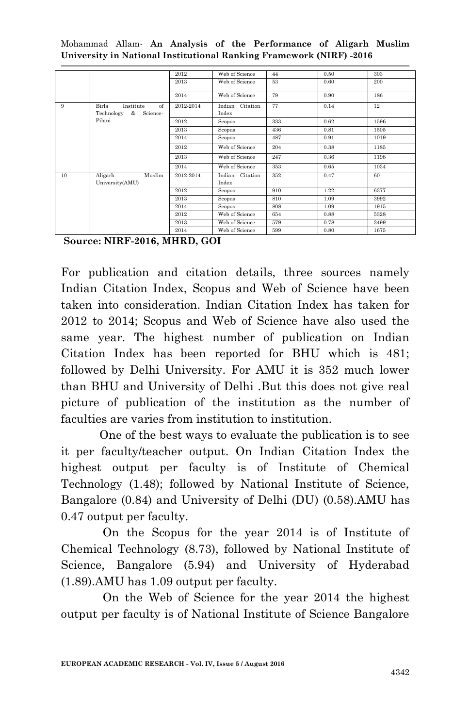| | | 2012 | Web of Science | 44 | 0.50 | 303 |
|---|---|---|---|---|---|---|
| | | 2013 | Web of Science | 53 | 0.60 | 200 |
| | | 2014 | Web of Science | 79 | 0.90 | 186 |
| 9 | Birla Institute of Technology & Science-Pilani | 2012-2014 | Indian Citation Index | 77 | 0.14 | 12 |
| | | 2012 | Scopus | 333 | 0.62 | 1596 |
| | | 2013 | Scopus | 436 | 0.81 | 1505 |
| | | 2014 | Scopus | 487 | 0.91 | 1019 |
| | | 2012 | Web of Science | 204 | 0.38 | 1185 |
| | | 2013 | Web of Science | 247 | 0.36 | 1198 |
| | | 2014 | Web of Science | 353 | 0.65 | 1034 |
| 10 | Aligarh Muslim University(AMU) | 2012-2014 | Indian Citation Index | 352 | 0.47 | 60 |
| | | 2012 | Scopus | 910 | 1.22 | 6377 |
| | | 2013 | Scopus | 810 | 1.09 | 3992 |
| | | 2014 | Scopus | 808 | 1.09 | 1915 |
| | | 2012 | Web of Science | 654 | 0.88 | 5328 |
| | | 2013 | Web of Science | 579 | 0.78 | 3499 |
| | | 2014 | Web of Science | 599 | 0.80 | 1675 |

**Source: NIRF-2016, MHRD, GOI**

For publication and citation details, three sources namely Indian Citation Index, Scopus and Web of Science have been taken into consideration. Indian Citation Index has taken for 2012 to 2014; Scopus and Web of Science have also used the same year. The highest number of publication on Indian Citation Index has been reported for BHU which is 481; followed by Delhi University. For AMU it is 352 much lower than BHU and University of Delhi .But this does not give real picture of publication of the institution as the number of faculties are varies from institution to institution.

One of the best ways to evaluate the publication is to see it per faculty/teacher output. On Indian Citation Index the highest output per faculty is of Institute of Chemical Technology (1.48); followed by National Institute of Science, Bangalore (0.84) and University of Delhi (DU) (0.58).AMU has 0.47 output per faculty.

On the Scopus for the year 2014 is of Institute of Chemical Technology (8.73), followed by National Institute of Science, Bangalore (5.94) and University of Hyderabad (1.89).AMU has 1.09 output per faculty.

On the Web of Science for the year 2014 the highest output per faculty is of National Institute of Science Bangalore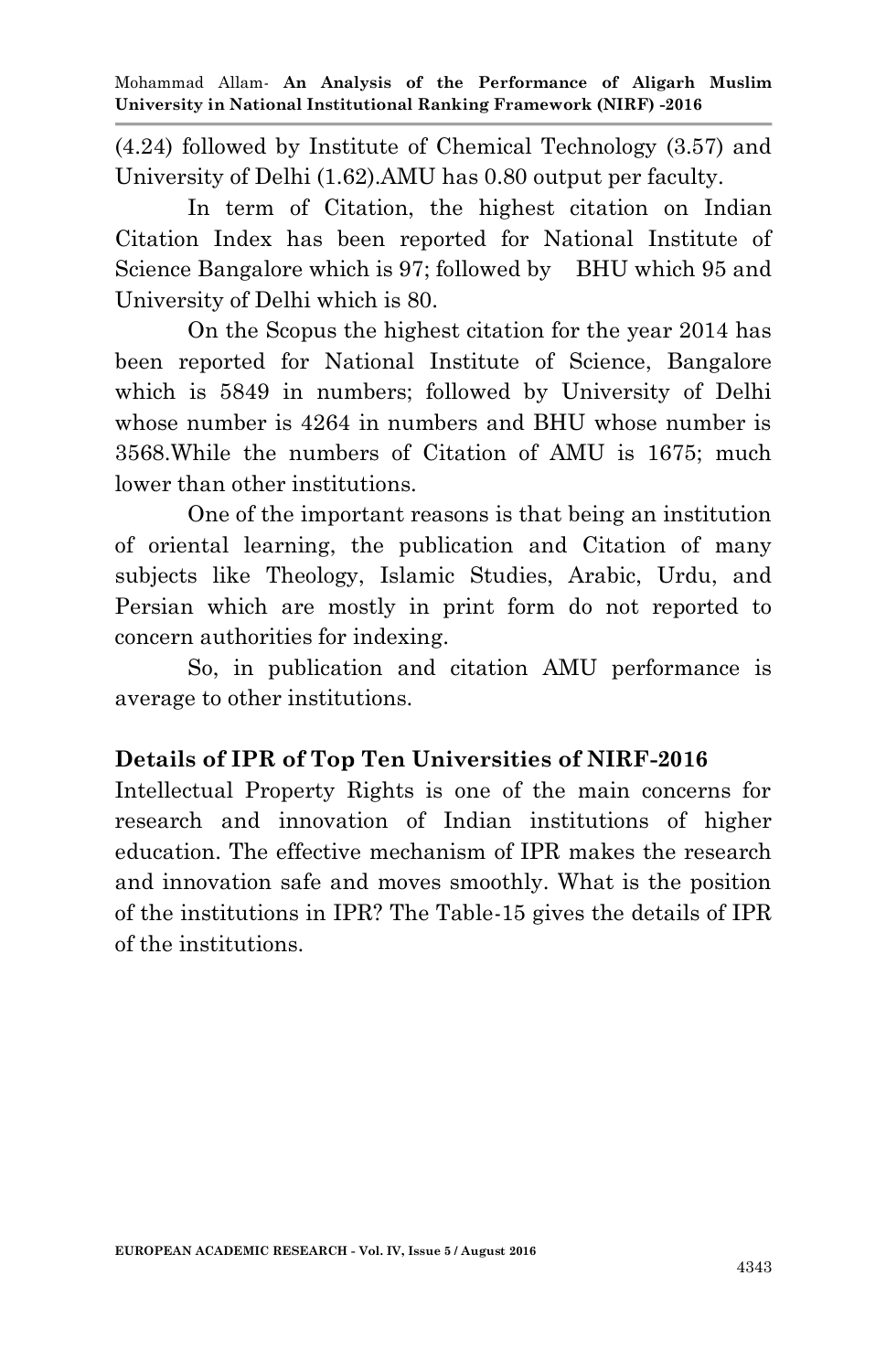(4.24) followed by Institute of Chemical Technology (3.57) and University of Delhi (1.62).AMU has 0.80 output per faculty.

In term of Citation, the highest citation on Indian Citation Index has been reported for National Institute of Science Bangalore which is 97; followed by BHU which 95 and University of Delhi which is 80.

On the Scopus the highest citation for the year 2014 has been reported for National Institute of Science, Bangalore which is 5849 in numbers; followed by University of Delhi whose number is 4264 in numbers and BHU whose number is 3568.While the numbers of Citation of AMU is 1675; much lower than other institutions.

One of the important reasons is that being an institution of oriental learning, the publication and Citation of many subjects like Theology, Islamic Studies, Arabic, Urdu, and Persian which are mostly in print form do not reported to concern authorities for indexing.

So, in publication and citation AMU performance is average to other institutions.

## Details of IPR of Top Ten Universities of NIRF-2016

Intellectual Property Rights is one of the main concerns for research and innovation of Indian institutions of higher education. The effective mechanism of IPR makes the research and innovation safe and moves smoothly. What is the position of the institutions in IPR? The Table-15 gives the details of IPR of the institutions.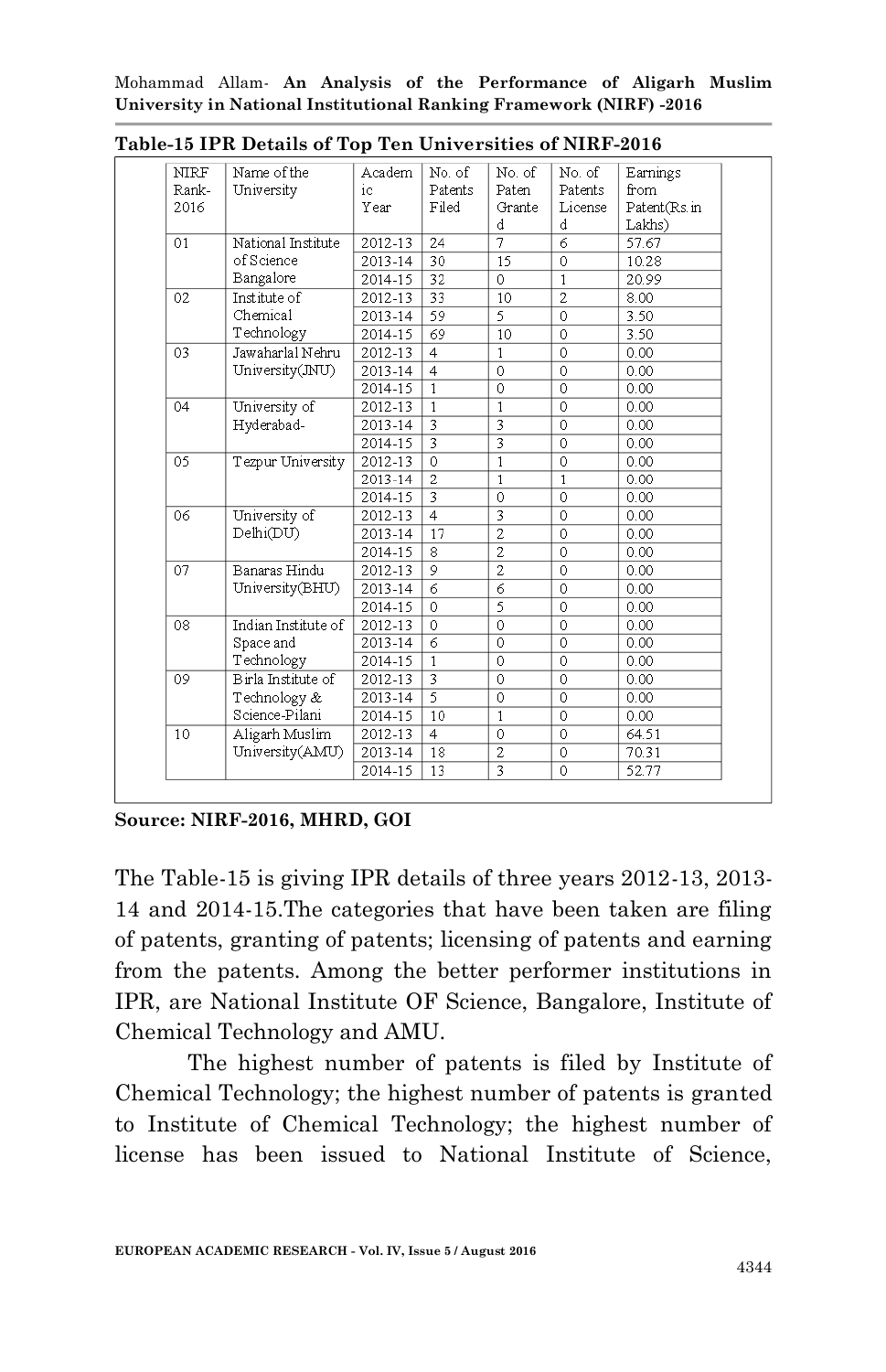**Table-15 IPR Details of Top Ten Universities of NIRF-2016**

| NIRF Rank-2016 | Name of the University | Academic Year | No. of Patents Filed | No. of Patent Granted | No. of Patents Licensed | Earnings from Patent(Rs.in Lakhs) |
|---|---|---|---|---|---|---|
| 01 | National Institute of Science Bangalore | 2012-13 | 24 | 7 | 6 | 57.67 |
| | | 2013-14 | 30 | 15 | 0 | 10.28 |
| | | 2014-15 | 32 | 0 | 1 | 20.99 |
| 02 | Institute of Chemical Technology | 2012-13 | 33 | 10 | 2 | 8.00 |
| | | 2013-14 | 59 | 5 | 0 | 3.50 |
| | | 2014-15 | 69 | 10 | 0 | 3.50 |
| 03 | Jawaharlal Nehru University(JNU) | 2012-13 | 4 | 1 | 0 | 0.00 |
| | | 2013-14 | 4 | 0 | 0 | 0.00 |
| | | 2014-15 | 1 | 0 | 0 | 0.00 |
| 04 | University of Hyderabad- | 2012-13 | 1 | 1 | 0 | 0.00 |
| | | 2013-14 | 3 | 3 | 0 | 0.00 |
| | | 2014-15 | 3 | 3 | 0 | 0.00 |
| 05 | Tezpur University | 2012-13 | 0 | 1 | 0 | 0.00 |
| | | 2013-14 | 2 | 1 | 1 | 0.00 |
| | | 2014-15 | 3 | 0 | 0 | 0.00 |
| 06 | University of Delhi(DU) | 2012-13 | 4 | 3 | 0 | 0.00 |
| | | 2013-14 | 17 | 2 | 0 | 0.00 |
| | | 2014-15 | 8 | 2 | 0 | 0.00 |
| 07 | Banaras Hindu University(BHU) | 2012-13 | 9 | 2 | 0 | 0.00 |
| | | 2013-14 | 6 | 6 | 0 | 0.00 |
| | | 2014-15 | 0 | 5 | 0 | 0.00 |
| 08 | Indian Institute of Space and Technology | 2012-13 | 0 | 0 | 0 | 0.00 |
| | | 2013-14 | 6 | 0 | 0 | 0.00 |
| | | 2014-15 | 1 | 0 | 0 | 0.00 |
| 09 | Birla Institute of Technology & Science-Pilani | 2012-13 | 3 | 0 | 0 | 0.00 |
| | | 2013-14 | 5 | 0 | 0 | 0.00 |
| | | 2014-15 | 10 | 1 | 0 | 0.00 |
| 10 | Aligarh Muslim University(AMU) | 2012-13 | 4 | 0 | 0 | 64.51 |
| | | 2013-14 | 18 | 2 | 0 | 70.31 |
| | | 2014-15 | 13 | 3 | 0 | 52.77 |

**Source: NIRF-2016, MHRD, GOI**

The Table-15 is giving IPR details of three years 2012-13, 2013-14 and 2014-15.The categories that have been taken are filing of patents, granting of patents; licensing of patents and earning from the patents. Among the better performer institutions in IPR, are National Institute OF Science, Bangalore, Institute of Chemical Technology and AMU.

The highest number of patents is filed by Institute of Chemical Technology; the highest number of patents is granted to Institute of Chemical Technology; the highest number of license has been issued to National Institute of Science,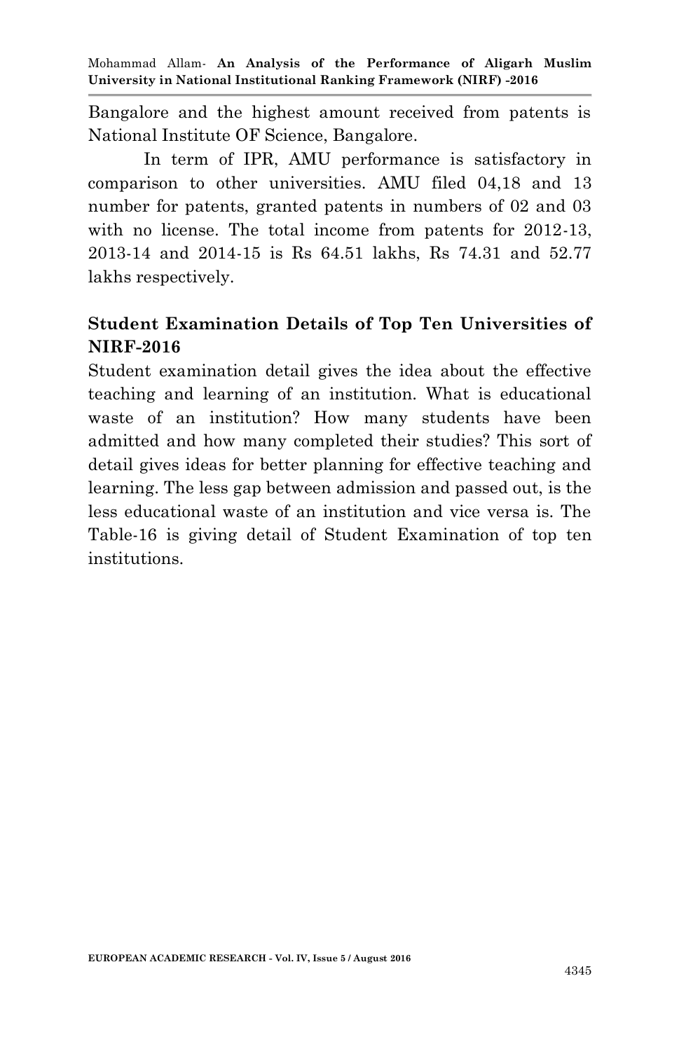Bangalore and the highest amount received from patents is National Institute OF Science, Bangalore.

In term of IPR, AMU performance is satisfactory in comparison to other universities. AMU filed 04,18 and 13 number for patents, granted patents in numbers of 02 and 03 with no license. The total income from patents for 2012-13, 2013-14 and 2014-15 is Rs 64.51 lakhs, Rs 74.31 and 52.77 lakhs respectively.

## Student Examination Details of Top Ten Universities of NIRF-2016

Student examination detail gives the idea about the effective teaching and learning of an institution. What is educational waste of an institution? How many students have been admitted and how many completed their studies? This sort of detail gives ideas for better planning for effective teaching and learning. The less gap between admission and passed out, is the less educational waste of an institution and vice versa is. The Table-16 is giving detail of Student Examination of top ten institutions.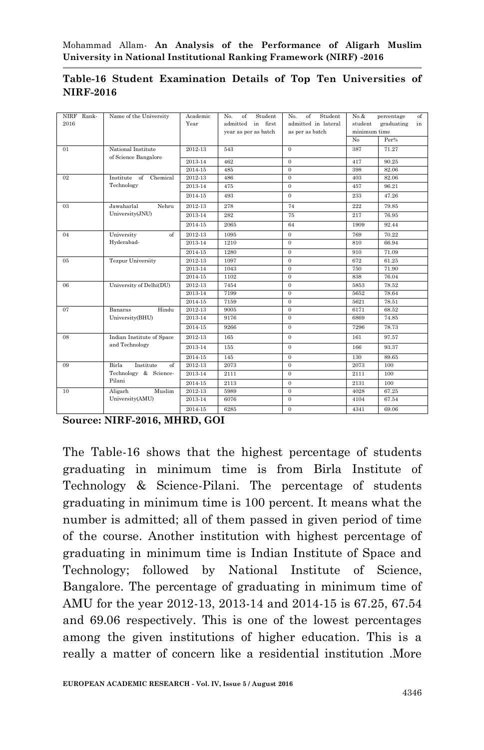**Table-16 Student Examination Details of Top Ten Universities of NIRF-2016**

| NIRF Rank-2016 | Name of the University | Academic Year | No. of Student admitted in first year as per as batch | No. of Student admitted in lateral as per as batch | No.& percentage of student graduating in minimum time | |
|---|---|---|---|---|---|---|
| | | | | | No | Per% |
| 01 | National Institute of Science Bangalore | 2012-13 | 543 | 0 | 387 | 71.27 |
| | | 2013-14 | 462 | 0 | 417 | 90.25 |
| | | 2014-15 | 485 | 0 | 398 | 82.06 |
| 02 | Institute of Chemical Technology | 2012-13 | 486 | 0 | 403 | 82.06 |
| | | 2013-14 | 475 | 0 | 457 | 96.21 |
| | | 2014-15 | 493 | 0 | 233 | 47.26 |
| 03 | Jawaharlal Nehru University(JNU) | 2012-13 | 278 | 74 | 222 | 79.85 |
| | | 2013-14 | 282 | 75 | 217 | 76.95 |
| | | 2014-15 | 2065 | 64 | 1909 | 92.44 |
| 04 | University of Hyderabad- | 2012-13 | 1095 | 0 | 769 | 70.22 |
| | | 2013-14 | 1210 | 0 | 810 | 66.94 |
| | | 2014-15 | 1280 | 0 | 910 | 71.09 |
| 05 | Tezpur University | 2012-13 | 1097 | 0 | 672 | 61.25 |
| | | 2013-14 | 1043 | 0 | 750 | 71.90 |
| | | 2014-15 | 1102 | 0 | 838 | 76.04 |
| 06 | University of Delhi(DU) | 2012-13 | 7454 | 0 | 5853 | 78.52 |
| | | 2013-14 | 7199 | 0 | 5652 | 78.64 |
| | | 2014-15 | 7159 | 0 | 5621 | 78.51 |
| 07 | Banaras Hindu University(BHU) | 2012-13 | 9005 | 0 | 6171 | 68.52 |
| | | 2013-14 | 9176 | 0 | 6869 | 74.85 |
| | | 2014-15 | 9266 | 0 | 7296 | 78.73 |
| 08 | Indian Institute of Space and Technology | 2012-13 | 165 | 0 | 161 | 97.57 |
| | | 2013-14 | 155 | 0 | 166 | 93.37 |
| | | 2014-15 | 145 | 0 | 130 | 89.65 |
| 09 | Birla Institute of Technology & Science-Pilani | 2012-13 | 2073 | 0 | 2073 | 100 |
| | | 2013-14 | 2111 | 0 | 2111 | 100 |
| | | 2014-15 | 2113 | 0 | 2131 | 100 |
| 10 | Aligarh Muslim University(AMU) | 2012-13 | 5989 | 0 | 4028 | 67.25 |
| | | 2013-14 | 6076 | 0 | 4104 | 67.54 |
| | | 2014-15 | 6285 | 0 | 4341 | 69.06 |

**Source: NIRF-2016, MHRD, GOI**

The Table-16 shows that the highest percentage of students graduating in minimum time is from Birla Institute of Technology & Science-Pilani. The percentage of students graduating in minimum time is 100 percent. It means what the number is admitted; all of them passed in given period of time of the course. Another institution with highest percentage of graduating in minimum time is Indian Institute of Space and Technology; followed by National Institute of Science, Bangalore. The percentage of graduating in minimum time of AMU for the year 2012-13, 2013-14 and 2014-15 is 67.25, 67.54 and 69.06 respectively. This is one of the lowest percentages among the given institutions of higher education. This is a really a matter of concern like a residential institution .More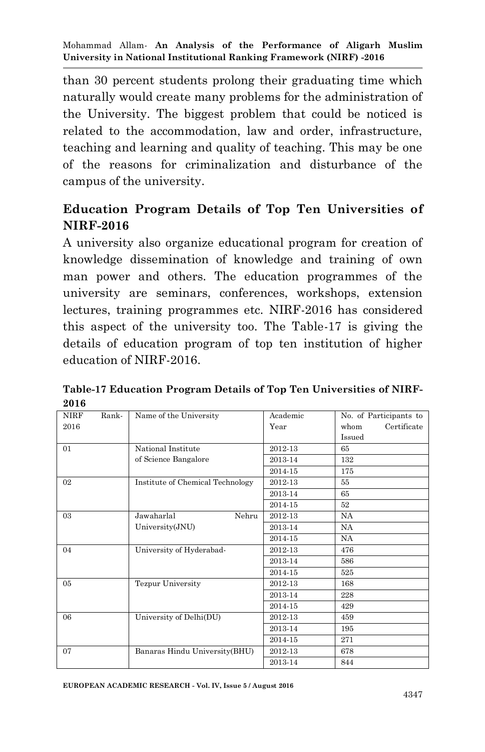than 30 percent students prolong their graduating time which naturally would create many problems for the administration of the University. The biggest problem that could be noticed is related to the accommodation, law and order, infrastructure, teaching and learning and quality of teaching. This may be one of the reasons for criminalization and disturbance of the campus of the university.

## Education Program Details of Top Ten Universities of NIRF-2016

A university also organize educational program for creation of knowledge dissemination of knowledge and training of own man power and others. The education programmes of the university are seminars, conferences, workshops, extension lectures, training programmes etc. NIRF-2016 has considered this aspect of the university too. The Table-17 is giving the details of education program of top ten institution of higher education of NIRF-2016.

**Table-17 Education Program Details of Top Ten Universities of NIRF-2016**

| NIRF Rank-2016 | Name of the University | Academic Year | No. of Participants to whom Certificate Issued |
|---|---|---|---|
| 01 | National Institute of Science Bangalore | 2012-13 | 65 |
| | | 2013-14 | 132 |
| | | 2014-15 | 175 |
| 02 | Institute of Chemical Technology | 2012-13 | 55 |
| | | 2013-14 | 65 |
| | | 2014-15 | 52 |
| 03 | Jawaharlal Nehru University(JNU) | 2012-13 | NA |
| | | 2013-14 | NA |
| | | 2014-15 | NA |
| 04 | University of Hyderabad- | 2012-13 | 476 |
| | | 2013-14 | 586 |
| | | 2014-15 | 525 |
| 05 | Tezpur University | 2012-13 | 168 |
| | | 2013-14 | 228 |
| | | 2014-15 | 429 |
| 06 | University of Delhi(DU) | 2012-13 | 459 |
| | | 2013-14 | 195 |
| | | 2014-15 | 271 |
| 07 | Banaras Hindu University(BHU) | 2012-13 | 678 |
| | | 2013-14 | 844 |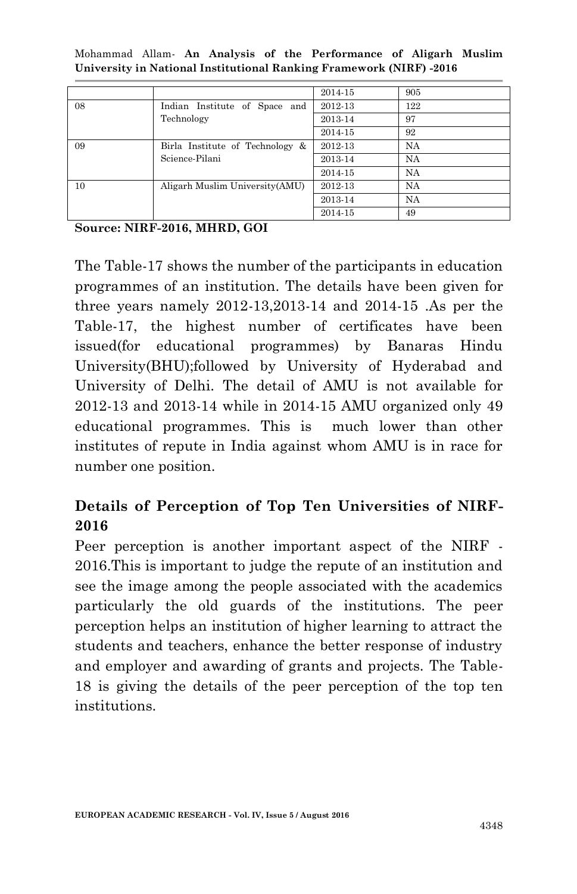|  |  | 2014-15 | 905 |
|---|---|---|---|
| 08 | Indian Institute of Space and Technology | 2012-13 | 122 |
|  |  | 2013-14 | 97 |
|  |  | 2014-15 | 92 |
| 09 | Birla Institute of Technology & Science-Pilani | 2012-13 | NA |
|  |  | 2013-14 | NA |
|  |  | 2014-15 | NA |
| 10 | Aligarh Muslim University(AMU) | 2012-13 | NA |
|  |  | 2013-14 | NA |
|  |  | 2014-15 | 49 |

**Source: NIRF-2016, MHRD, GOI**

The Table-17 shows the number of the participants in education programmes of an institution. The details have been given for three years namely 2012-13,2013-14 and 2014-15 .As per the Table-17, the highest number of certificates have been issued(for educational programmes) by Banaras Hindu University(BHU);followed by University of Hyderabad and University of Delhi. The detail of AMU is not available for 2012-13 and 2013-14 while in 2014-15 AMU organized only 49 educational programmes. This is much lower than other institutes of repute in India against whom AMU is in race for number one position.

## Details of Perception of Top Ten Universities of NIRF-2016

Peer perception is another important aspect of the NIRF -2016.This is important to judge the repute of an institution and see the image among the people associated with the academics particularly the old guards of the institutions. The peer perception helps an institution of higher learning to attract the students and teachers, enhance the better response of industry and employer and awarding of grants and projects. The Table-18 is giving the details of the peer perception of the top ten institutions.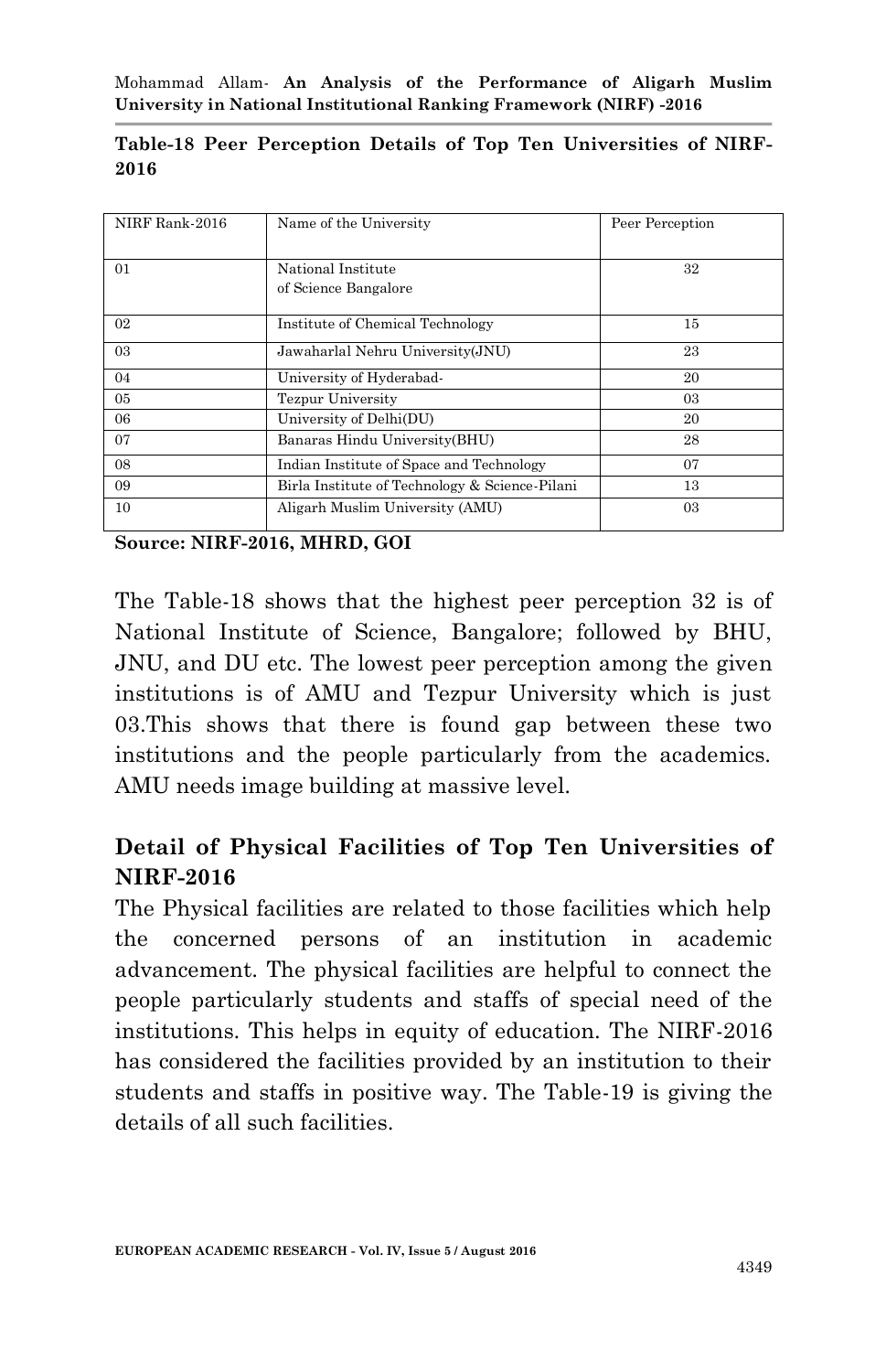**Table-18 Peer Perception Details of Top Ten Universities of NIRF-2016**

| NIRF Rank-2016 | Name of the University | Peer Perception |
|---|---|---|
| 01 | National Institute of Science Bangalore | 32 |
| 02 | Institute of Chemical Technology | 15 |
| 03 | Jawaharlal Nehru University(JNU) | 23 |
| 04 | University of Hyderabad- | 20 |
| 05 | Tezpur University | 03 |
| 06 | University of Delhi(DU) | 20 |
| 07 | Banaras Hindu University(BHU) | 28 |
| 08 | Indian Institute of Space and Technology | 07 |
| 09 | Birla Institute of Technology & Science-Pilani | 13 |
| 10 | Aligarh Muslim University (AMU) | 03 |

**Source: NIRF-2016, MHRD, GOI**

The Table-18 shows that the highest peer perception 32 is of National Institute of Science, Bangalore; followed by BHU, JNU, and DU etc. The lowest peer perception among the given institutions is of AMU and Tezpur University which is just 03.This shows that there is found gap between these two institutions and the people particularly from the academics. AMU needs image building at massive level.

## Detail of Physical Facilities of Top Ten Universities of NIRF-2016

The Physical facilities are related to those facilities which help the concerned persons of an institution in academic advancement. The physical facilities are helpful to connect the people particularly students and staffs of special need of the institutions. This helps in equity of education. The NIRF-2016 has considered the facilities provided by an institution to their students and staffs in positive way. The Table-19 is giving the details of all such facilities.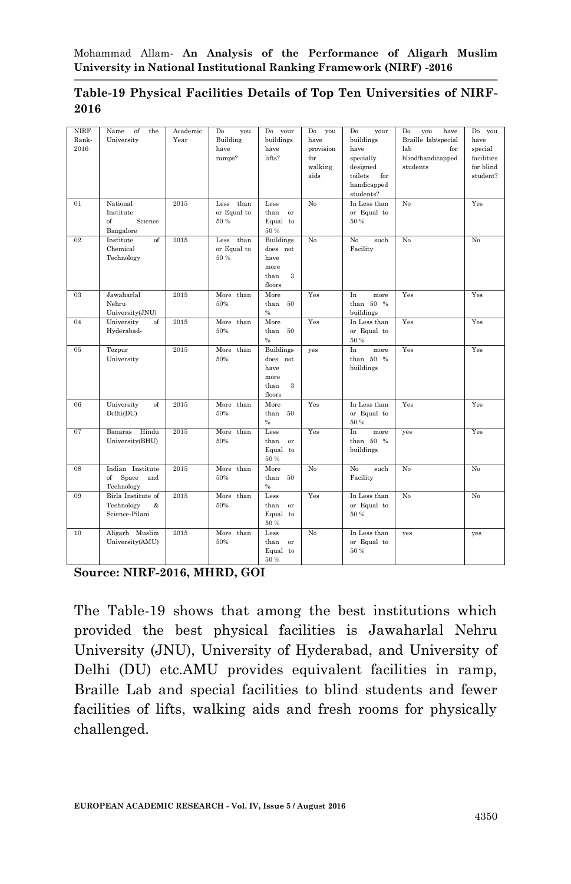**Table-19 Physical Facilities Details of Top Ten Universities of NIRF-2016**

| NIRF Rank-2016 | Name of the University | Academic Year | Do you Building have ramps? | Do your buildings have lifts? | Do you have provision for walking aids | Do your buildings have specially designed toilets for handicapped students? | Do you have Braille lab/special lab for blind/handicapped students | Do you have special facilities for blind student? |
|---|---|---|---|---|---|---|---|---|
| 01 | National Institute of Science Bangalore | 2015 | Less than or Equal to 50 % | Less than or Equal to 50 % | No | In Less than or Equal to 50 % | No | Yes |
| 02 | Institute of Chemical Technology | 2015 | Less than or Equal to 50 % | Buildings does not have more than 3 floors | No | No such Facility | No | No |
| 03 | Jawaharlal Nehru University(JNU) | 2015 | More than 50% | More than 50 % | Yes | In more than 50 % buildings | Yes | Yes |
| 04 | University of Hyderabad- | 2015 | More than 50% | More than 50 % | Yes | In Less than or Equal to 50 % | Yes | Yes |
| 05 | Tezpur University | 2015 | More than 50% | Buildings does not have more than 3 floors | yes | In more than 50 % buildings | Yes | Yes |
| 06 | University of Delhi(DU) | 2015 | More than 50% | More than 50 % | Yes | In Less than or Equal to 50 % | Yes | Yes |
| 07 | Banaras Hindu University(BHU) | 2015 | More than 50% | Less than or Equal to 50 % | Yes | In more than 50 % buildings | yes | Yes |
| 08 | Indian Institute of Space and Technology | 2015 | More than 50% | More than 50 % | No | No such Facility | No | No |
| 09 | Birla Institute of Technology & Science-Pilani | 2015 | More than 50% | Less than or Equal to 50 % | Yes | In Less than or Equal to 50 % | No | No |
| 10 | Aligarh Muslim University(AMU) | 2015 | More than 50% | Less than or Equal to 50 % | No | In Less than or Equal to 50 % | yes | yes |

**Source: NIRF-2016, MHRD, GOI**

The Table-19 shows that among the best institutions which provided the best physical facilities is Jawaharlal Nehru University (JNU), University of Hyderabad, and University of Delhi (DU) etc.AMU provides equivalent facilities in ramp, Braille Lab and special facilities to blind students and fewer facilities of lifts, walking aids and fresh rooms for physically challenged.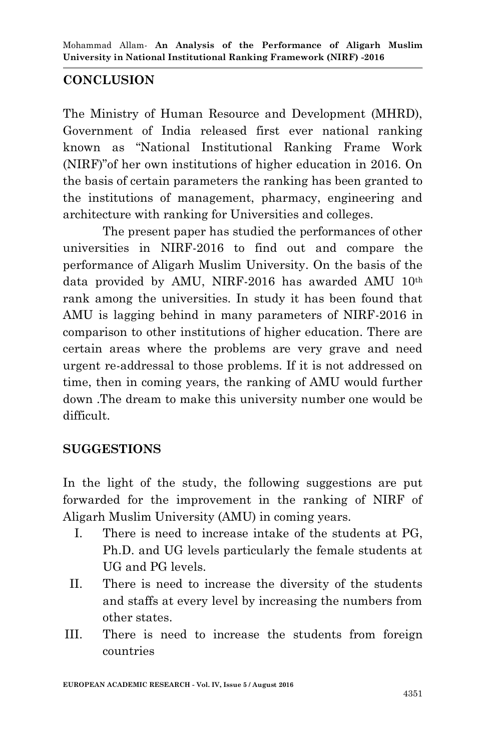## CONCLUSION

The Ministry of Human Resource and Development (MHRD), Government of India released first ever national ranking known as "National Institutional Ranking Frame Work (NIRF)"of her own institutions of higher education in 2016. On the basis of certain parameters the ranking has been granted to the institutions of management, pharmacy, engineering and architecture with ranking for Universities and colleges.

The present paper has studied the performances of other universities in NIRF-2016 to find out and compare the performance of Aligarh Muslim University. On the basis of the data provided by AMU, NIRF-2016 has awarded AMU 10th rank among the universities. In study it has been found that AMU is lagging behind in many parameters of NIRF-2016 in comparison to other institutions of higher education. There are certain areas where the problems are very grave and need urgent re-addressal to those problems. If it is not addressed on time, then in coming years, the ranking of AMU would further down .The dream to make this university number one would be difficult.

## SUGGESTIONS

In the light of the study, the following suggestions are put forwarded for the improvement in the ranking of NIRF of Aligarh Muslim University (AMU) in coming years.

I. There is need to increase intake of the students at PG, Ph.D. and UG levels particularly the female students at UG and PG levels.

II. There is need to increase the diversity of the students and staffs at every level by increasing the numbers from other states.

III. There is need to increase the students from foreign countries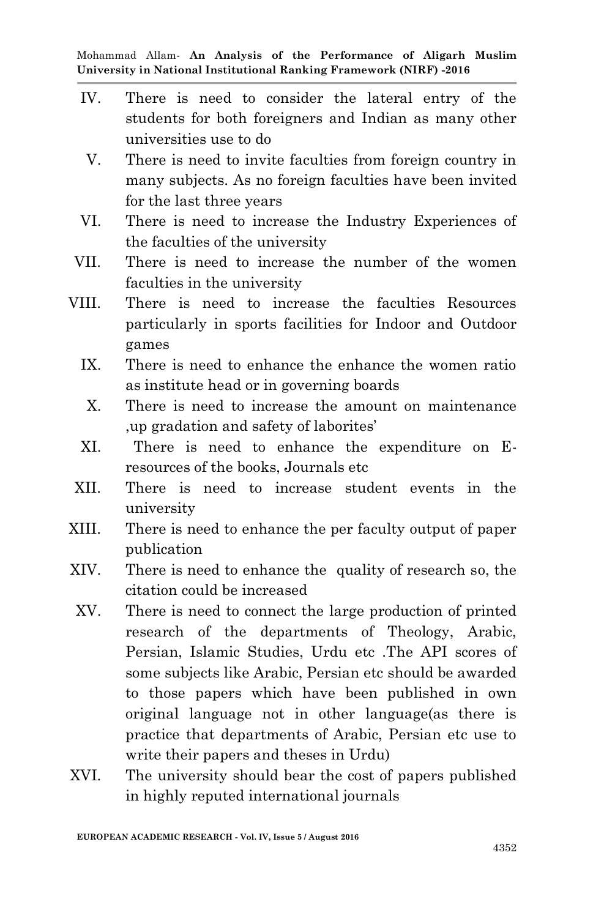IV. There is need to consider the lateral entry of the students for both foreigners and Indian as many other universities use to do

V. There is need to invite faculties from foreign country in many subjects. As no foreign faculties have been invited for the last three years

VI. There is need to increase the Industry Experiences of the faculties of the university

VII. There is need to increase the number of the women faculties in the university

VIII. There is need to increase the faculties Resources particularly in sports facilities for Indoor and Outdoor games

IX. There is need to enhance the enhance the women ratio as institute head or in governing boards

X. There is need to increase the amount on maintenance ,up gradation and safety of laborites'

XI. There is need to enhance the expenditure on E-resources of the books, Journals etc

XII. There is need to increase student events in the university

XIII. There is need to enhance the per faculty output of paper publication

XIV. There is need to enhance the quality of research so, the citation could be increased

XV. There is need to connect the large production of printed research of the departments of Theology, Arabic, Persian, Islamic Studies, Urdu etc .The API scores of some subjects like Arabic, Persian etc should be awarded to those papers which have been published in own original language not in other language(as there is practice that departments of Arabic, Persian etc use to write their papers and theses in Urdu)

XVI. The university should bear the cost of papers published in highly reputed international journals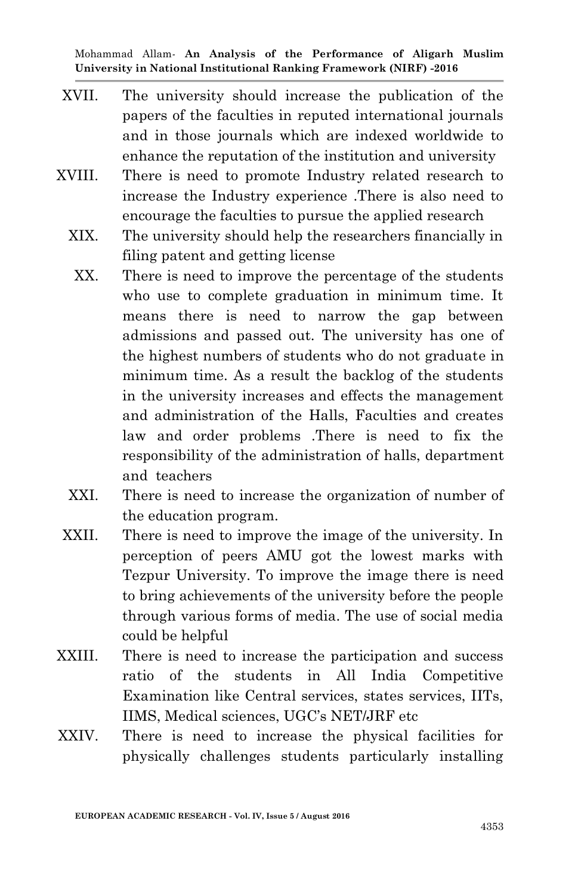XVII. The university should increase the publication of the papers of the faculties in reputed international journals and in those journals which are indexed worldwide to enhance the reputation of the institution and university

XVIII. There is need to promote Industry related research to increase the Industry experience .There is also need to encourage the faculties to pursue the applied research

XIX. The university should help the researchers financially in filing patent and getting license

XX. There is need to improve the percentage of the students who use to complete graduation in minimum time. It means there is need to narrow the gap between admissions and passed out. The university has one of the highest numbers of students who do not graduate in minimum time. As a result the backlog of the students in the university increases and effects the management and administration of the Halls, Faculties and creates law and order problems .There is need to fix the responsibility of the administration of halls, department and teachers

XXI. There is need to increase the organization of number of the education program.

XXII. There is need to improve the image of the university. In perception of peers AMU got the lowest marks with Tezpur University. To improve the image there is need to bring achievements of the university before the people through various forms of media. The use of social media could be helpful

XXIII. There is need to increase the participation and success ratio of the students in All India Competitive Examination like Central services, states services, IITs, IIMS, Medical sciences, UGC's NET/JRF etc

XXIV. There is need to increase the physical facilities for physically challenges students particularly installing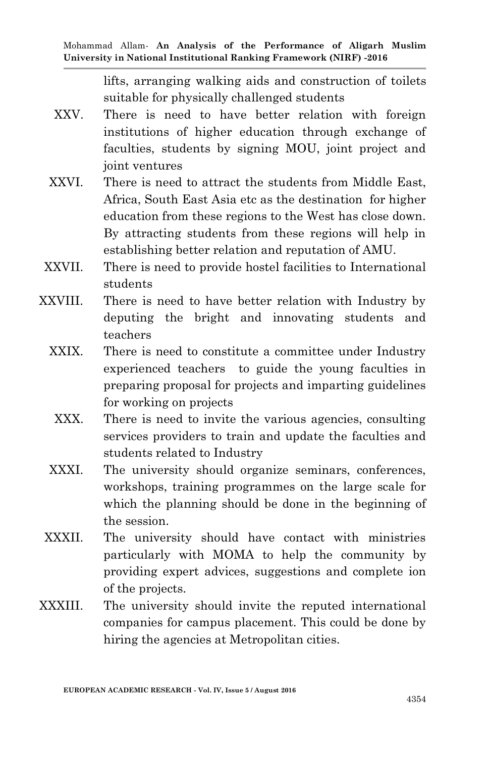lifts, arranging walking aids and construction of toilets suitable for physically challenged students

XXV. There is need to have better relation with foreign institutions of higher education through exchange of faculties, students by signing MOU, joint project and joint ventures

XXVI. There is need to attract the students from Middle East, Africa, South East Asia etc as the destination for higher education from these regions to the West has close down. By attracting students from these regions will help in establishing better relation and reputation of AMU.

XXVII. There is need to provide hostel facilities to International students

XXVIII. There is need to have better relation with Industry by deputing the bright and innovating students and teachers

XXIX. There is need to constitute a committee under Industry experienced teachers to guide the young faculties in preparing proposal for projects and imparting guidelines for working on projects

XXX. There is need to invite the various agencies, consulting services providers to train and update the faculties and students related to Industry

XXXI. The university should organize seminars, conferences, workshops, training programmes on the large scale for which the planning should be done in the beginning of the session.

XXXII. The university should have contact with ministries particularly with MOMA to help the community by providing expert advices, suggestions and complete ion of the projects.

XXXIII. The university should invite the reputed international companies for campus placement. This could be done by hiring the agencies at Metropolitan cities.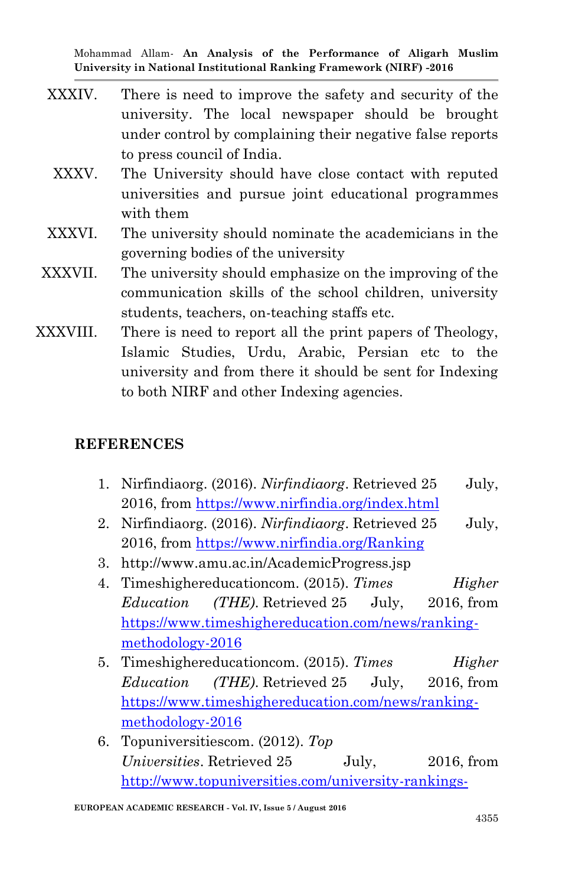XXXIV. There is need to improve the safety and security of the university. The local newspaper should be brought under control by complaining their negative false reports to press council of India.

XXXV. The University should have close contact with reputed universities and pursue joint educational programmes with them

XXXVI. The university should nominate the academicians in the governing bodies of the university

XXXVII. The university should emphasize on the improving of the communication skills of the school children, university students, teachers, on-teaching staffs etc.

XXXVIII. There is need to report all the print papers of Theology, Islamic Studies, Urdu, Arabic, Persian etc to the university and from there it should be sent for Indexing to both NIRF and other Indexing agencies.

## REFERENCES

1. Nirfindiaorg. (2016). *Nirfindiaorg*. Retrieved 25 July, 2016, from https://www.nirfindia.org/index.html
2. Nirfindiaorg. (2016). *Nirfindiaorg*. Retrieved 25 July, 2016, from https://www.nirfindia.org/Ranking
3. http://www.amu.ac.in/AcademicProgress.jsp
4. Timeshighereducationcom. (2015). *Times Higher Education (THE)*. Retrieved 25 July, 2016, from https://www.timeshighereducation.com/news/ranking-methodology-2016
5. Timeshighereducationcom. (2015). *Times Higher Education (THE)*. Retrieved 25 July, 2016, from https://www.timeshighereducation.com/news/ranking-methodology-2016
6. Topuniversitiescom. (2012). *Top Universities*. Retrieved 25 July, 2016, from http://www.topuniversities.com/university-rankings-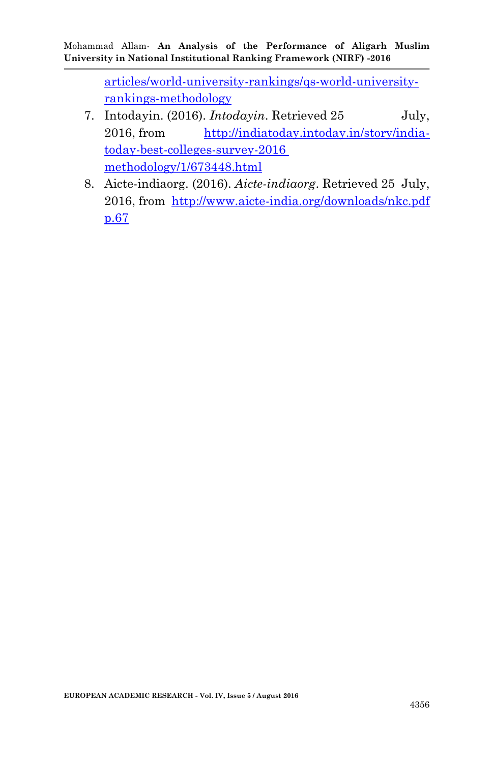articles/world-university-rankings/qs-world-university-rankings-methodology

7. Intodayin. (2016). *Intodayin*. Retrieved 25 July, 2016, from http://indiatoday.intoday.in/story/india-today-best-colleges-survey-2016 methodology/1/673448.html
8. Aicte-indiaorg. (2016). *Aicte-indiaorg*. Retrieved 25 July, 2016, from http://www.aicte-india.org/downloads/nkc.pdf p.67